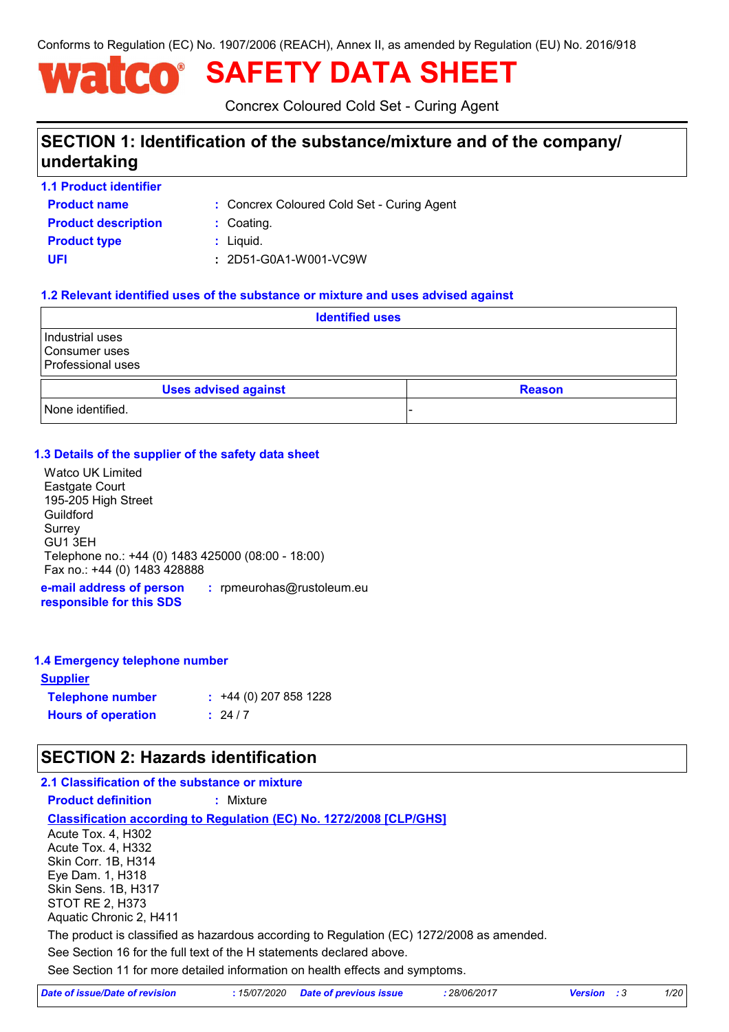Conforms to Regulation (EC) No. 1907/2006 (REACH), Annex II, as amended by Regulation (EU) No. 2016/918

# watco® SAFETY DATA SHEET

Concrex Coloured Cold Set - Curing Agent

## SECTION 1: Identification of the substance/mixture and of the company/ undertaking

### 1.1 Product identifier

**Product name** : Concrex Coloured Cold Set - Curing Agent

**Product description** : Coating.

**Product type** : Liquid.

**UFI** : 2D51-G0A1-W001-VC9W

### 1.2 Relevant identified uses of the substance or mixture and uses advised against

| Identified uses |
|---|
| Industrial uses<br>Consumer uses<br>Professional uses |

| Uses advised against | Reason |
|---|---|
| None identified. | - |

### 1.3 Details of the supplier of the safety data sheet

Watco UK Limited
Eastgate Court
195-205 High Street
Guildford
Surrey
GU1 3EH
Telephone no.: +44 (0) 1483 425000 (08:00 - 18:00)
Fax no.: +44 (0) 1483 428888

**e-mail address of person responsible for this SDS** : rpmeurohas@rustoleum.eu

### 1.4 Emergency telephone number

**Supplier**

**Telephone number** : +44 (0) 207 858 1228

**Hours of operation** : 24 / 7

## SECTION 2: Hazards identification

### 2.1 Classification of the substance or mixture

**Product definition** : Mixture

**Classification according to Regulation (EC) No. 1272/2008 [CLP/GHS]**

Acute Tox. 4, H302
Acute Tox. 4, H332
Skin Corr. 1B, H314
Eye Dam. 1, H318
Skin Sens. 1B, H317
STOT RE 2, H373
Aquatic Chronic 2, H411

The product is classified as hazardous according to Regulation (EC) 1272/2008 as amended.

See Section 16 for the full text of the H statements declared above.

See Section 11 for more detailed information on health effects and symptoms.

*Date of issue/Date of revision* : 15/07/2020 *Date of previous issue* : 28/06/2017 *Version* : 3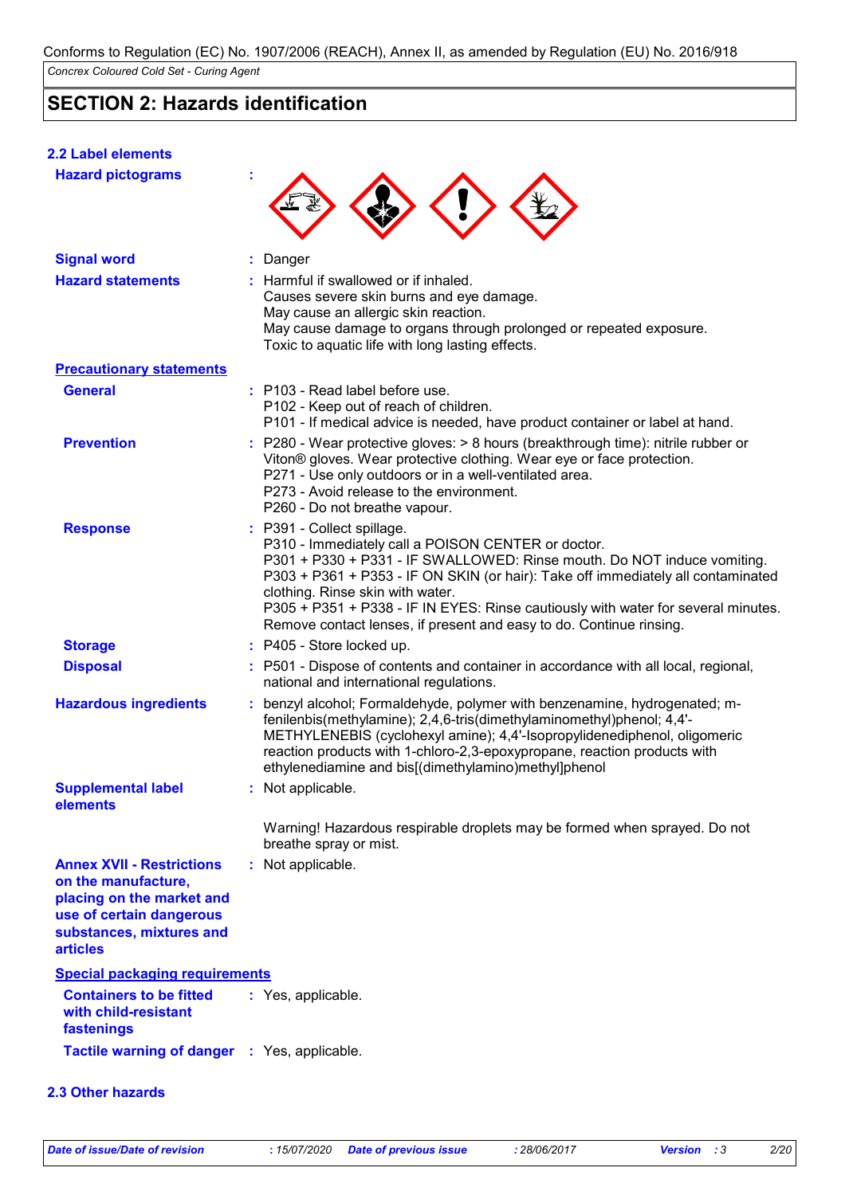Conforms to Regulation (EC) No. 1907/2006 (REACH), Annex II, as amended by Regulation (EU) No. 2016/918

*Concrex Coloured Cold Set - Curing Agent*

## SECTION 2: Hazards identification

### 2.2 Label elements

**Hazard pictograms** :

**Signal word** : Danger

**Hazard statements** : Harmful if swallowed or if inhaled.
Causes severe skin burns and eye damage.
May cause an allergic skin reaction.
May cause damage to organs through prolonged or repeated exposure.
Toxic to aquatic life with long lasting effects.

**Precautionary statements**

**General** : P103 - Read label before use.
P102 - Keep out of reach of children.
P101 - If medical advice is needed, have product container or label at hand.

**Prevention** : P280 - Wear protective gloves: > 8 hours (breakthrough time): nitrile rubber or Viton® gloves. Wear protective clothing. Wear eye or face protection.
P271 - Use only outdoors or in a well-ventilated area.
P273 - Avoid release to the environment.
P260 - Do not breathe vapour.

**Response** : P391 - Collect spillage.
P310 - Immediately call a POISON CENTER or doctor.
P301 + P330 + P331 - IF SWALLOWED: Rinse mouth. Do NOT induce vomiting.
P303 + P361 + P353 - IF ON SKIN (or hair): Take off immediately all contaminated clothing. Rinse skin with water.
P305 + P351 + P338 - IF IN EYES: Rinse cautiously with water for several minutes. Remove contact lenses, if present and easy to do. Continue rinsing.

**Storage** : P405 - Store locked up.

**Disposal** : P501 - Dispose of contents and container in accordance with all local, regional, national and international regulations.

**Hazardous ingredients** : benzyl alcohol; Formaldehyde, polymer with benzenamine, hydrogenated; m-fenilenbis(methylamine); 2,4,6-tris(dimethylaminomethyl)phenol; 4,4'-METHYLENEBIS (cyclohexyl amine); 4,4'-Isopropylidenediphenol, oligomeric reaction products with 1-chloro-2,3-epoxypropane, reaction products with ethylenediamine and bis[(dimethylamino)methyl]phenol

**Supplemental label elements** : Not applicable.

Warning! Hazardous respirable droplets may be formed when sprayed. Do not breathe spray or mist.

**Annex XVII - Restrictions on the manufacture, placing on the market and use of certain dangerous substances, mixtures and articles** : Not applicable.

**Special packaging requirements**

**Containers to be fitted with child-resistant fastenings** : Yes, applicable.

**Tactile warning of danger** : Yes, applicable.

### 2.3 Other hazards

*Date of issue/Date of revision* : 15/07/2020 *Date of previous issue* : 28/06/2017 *Version* : 3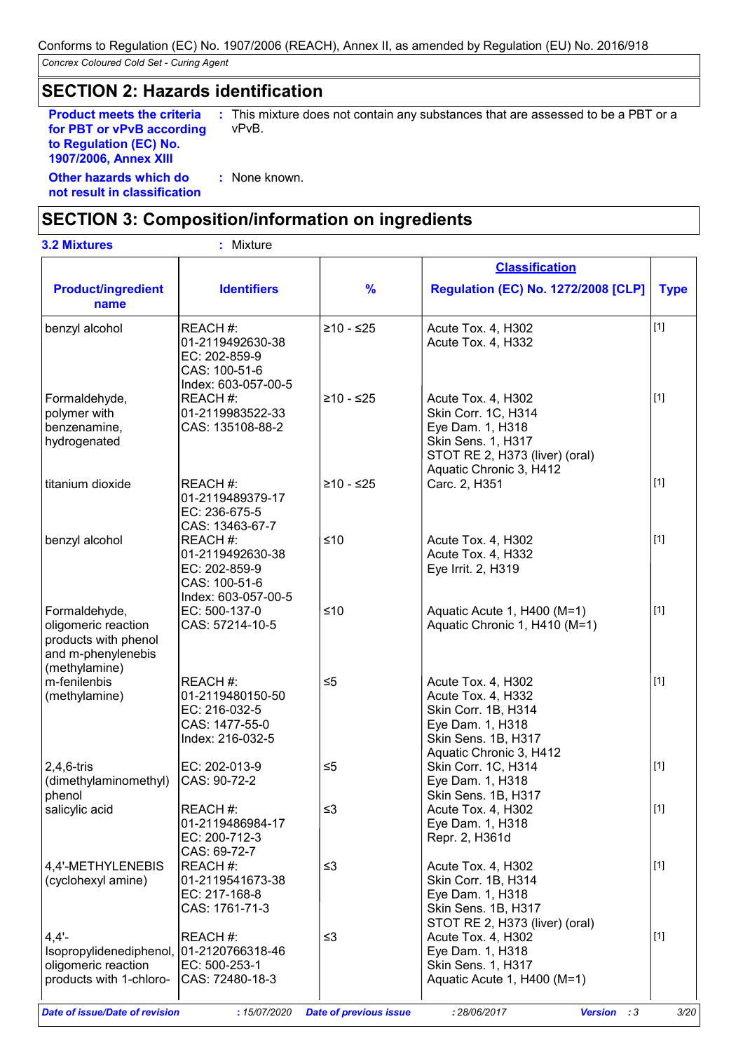## SECTION 2: Hazards identification

**Product meets the criteria for PBT or vPvB according to Regulation (EC) No. 1907/2006, Annex XIII** : This mixture does not contain any substances that are assessed to be a PBT or a vPvB.

**Other hazards which do not result in classification** : None known.

## SECTION 3: Composition/information on ingredients

**3.2 Mixtures** : Mixture

| Product/ingredient name | Identifiers | % | Classification<br>Regulation (EC) No. 1272/2008 [CLP] | Type |
|---|---|---|---|---|
| benzyl alcohol | REACH #: 01-2119492630-38<br>EC: 202-859-9<br>CAS: 100-51-6<br>Index: 603-057-00-5 | ≥10 - ≤25 | Acute Tox. 4, H302<br>Acute Tox. 4, H332 | [1] |
| Formaldehyde, polymer with benzenamine, hydrogenated | REACH #: 01-2119983522-33<br>CAS: 135108-88-2 | ≥10 - ≤25 | Acute Tox. 4, H302<br>Skin Corr. 1C, H314<br>Eye Dam. 1, H318<br>Skin Sens. 1, H317<br>STOT RE 2, H373 (liver) (oral)<br>Aquatic Chronic 3, H412 | [1] |
| titanium dioxide | REACH #: 01-2119489379-17<br>EC: 236-675-5<br>CAS: 13463-67-7 | ≥10 - ≤25 | Carc. 2, H351 | [1] |
| benzyl alcohol | REACH #: 01-2119492630-38<br>EC: 202-859-9<br>CAS: 100-51-6<br>Index: 603-057-00-5 | ≤10 | Acute Tox. 4, H302<br>Acute Tox. 4, H332<br>Eye Irrit. 2, H319 | [1] |
| Formaldehyde, oligomeric reaction products with phenol and m-phenylenebis (methylamine) | EC: 500-137-0<br>CAS: 57214-10-5 | ≤10 | Aquatic Acute 1, H400 (M=1)<br>Aquatic Chronic 1, H410 (M=1) | [1] |
| m-fenilenbis (methylamine) | REACH #: 01-2119480150-50<br>EC: 216-032-5<br>CAS: 1477-55-0<br>Index: 216-032-5 | ≤5 | Acute Tox. 4, H302<br>Acute Tox. 4, H332<br>Skin Corr. 1B, H314<br>Eye Dam. 1, H318<br>Skin Sens. 1B, H317<br>Aquatic Chronic 3, H412 | [1] |
| 2,4,6-tris (dimethylaminomethyl) phenol | EC: 202-013-9<br>CAS: 90-72-2 | ≤5 | Skin Corr. 1C, H314<br>Eye Dam. 1, H318<br>Skin Sens. 1B, H317 | [1] |
| salicylic acid | REACH #: 01-2119486984-17<br>EC: 200-712-3<br>CAS: 69-72-7 | ≤3 | Acute Tox. 4, H302<br>Eye Dam. 1, H318<br>Repr. 2, H361d | [1] |
| 4,4'-METHYLENEBIS (cyclohexyl amine) | REACH #: 01-2119541673-38<br>EC: 217-168-8<br>CAS: 1761-71-3 | ≤3 | Acute Tox. 4, H302<br>Skin Corr. 1B, H314<br>Eye Dam. 1, H318<br>Skin Sens. 1B, H317<br>STOT RE 2, H373 (liver) (oral) | [1] |
| 4,4'-Isopropylidenediphenol, oligomeric reaction products with 1-chloro- | REACH #: 01-2120766318-46<br>EC: 500-253-1<br>CAS: 72480-18-3 | ≤3 | Acute Tox. 4, H302<br>Eye Dam. 1, H318<br>Skin Sens. 1, H317<br>Aquatic Acute 1, H400 (M=1) | [1] |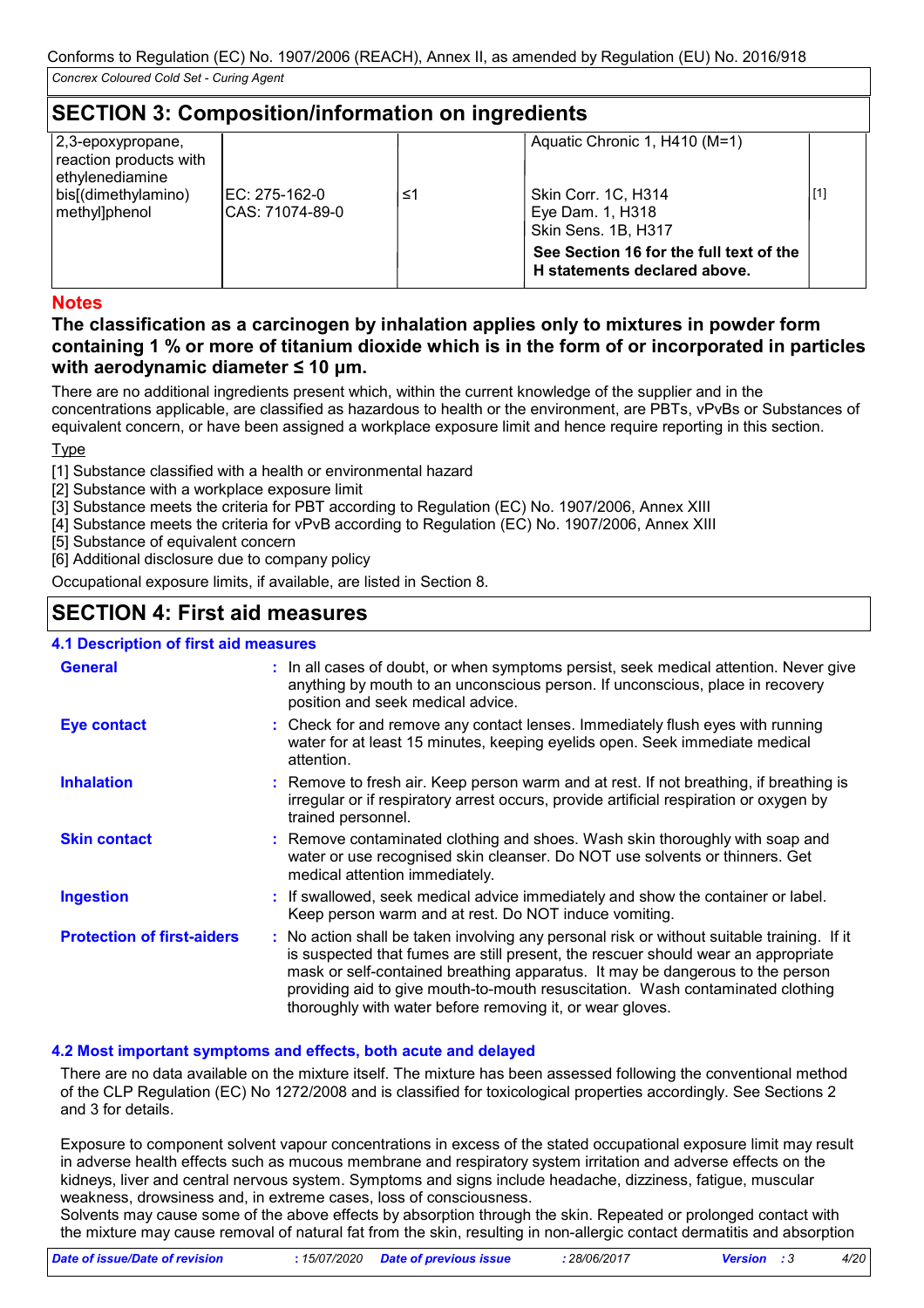## SECTION 3: Composition/information on ingredients

| | | | | |
|---|---|---|---|---|
| 2,3-epoxypropane, reaction products with ethylenediamine bis[(dimethylamino) methyl]phenol | EC: 275-162-0<br>CAS: 71074-89-0 | ≤1 | Aquatic Chronic 1, H410 (M=1)<br>Skin Corr. 1C, H314<br>Eye Dam. 1, H318<br>Skin Sens. 1B, H317<br>**See Section 16 for the full text of the H statements declared above.** | [1] |

### Notes

**The classification as a carcinogen by inhalation applies only to mixtures in powder form containing 1 % or more of titanium dioxide which is in the form of or incorporated in particles with aerodynamic diameter ≤ 10 µm.**

There are no additional ingredients present which, within the current knowledge of the supplier and in the concentrations applicable, are classified as hazardous to health or the environment, are PBTs, vPvBs or Substances of equivalent concern, or have been assigned a workplace exposure limit and hence require reporting in this section.

Type

[1] Substance classified with a health or environmental hazard
[2] Substance with a workplace exposure limit
[3] Substance meets the criteria for PBT according to Regulation (EC) No. 1907/2006, Annex XIII
[4] Substance meets the criteria for vPvB according to Regulation (EC) No. 1907/2006, Annex XIII
[5] Substance of equivalent concern
[6] Additional disclosure due to company policy

Occupational exposure limits, if available, are listed in Section 8.

## SECTION 4: First aid measures

### 4.1 Description of first aid measures

**General** : In all cases of doubt, or when symptoms persist, seek medical attention. Never give anything by mouth to an unconscious person. If unconscious, place in recovery position and seek medical advice.

**Eye contact** : Check for and remove any contact lenses. Immediately flush eyes with running water for at least 15 minutes, keeping eyelids open. Seek immediate medical attention.

**Inhalation** : Remove to fresh air. Keep person warm and at rest. If not breathing, if breathing is irregular or if respiratory arrest occurs, provide artificial respiration or oxygen by trained personnel.

**Skin contact** : Remove contaminated clothing and shoes. Wash skin thoroughly with soap and water or use recognised skin cleanser. Do NOT use solvents or thinners. Get medical attention immediately.

**Ingestion** : If swallowed, seek medical advice immediately and show the container or label. Keep person warm and at rest. Do NOT induce vomiting.

**Protection of first-aiders** : No action shall be taken involving any personal risk or without suitable training. If it is suspected that fumes are still present, the rescuer should wear an appropriate mask or self-contained breathing apparatus. It may be dangerous to the person providing aid to give mouth-to-mouth resuscitation. Wash contaminated clothing thoroughly with water before removing it, or wear gloves.

### 4.2 Most important symptoms and effects, both acute and delayed

There are no data available on the mixture itself. The mixture has been assessed following the conventional method of the CLP Regulation (EC) No 1272/2008 and is classified for toxicological properties accordingly. See Sections 2 and 3 for details.

Exposure to component solvent vapour concentrations in excess of the stated occupational exposure limit may result in adverse health effects such as mucous membrane and respiratory system irritation and adverse effects on the kidneys, liver and central nervous system. Symptoms and signs include headache, dizziness, fatigue, muscular weakness, drowsiness and, in extreme cases, loss of consciousness.
Solvents may cause some of the above effects by absorption through the skin. Repeated or prolonged contact with the mixture may cause removal of natural fat from the skin, resulting in non-allergic contact dermatitis and absorption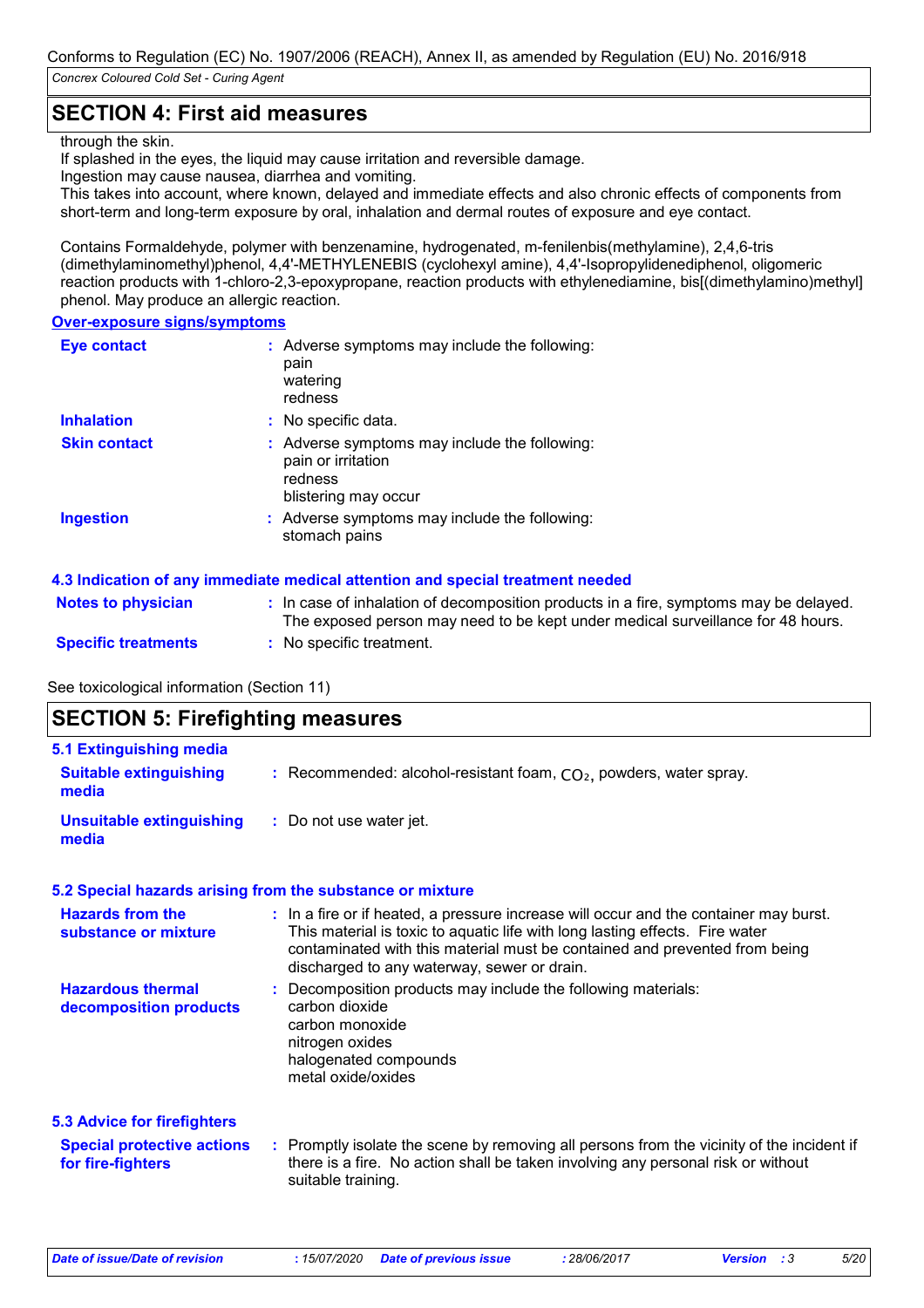## SECTION 4: First aid measures

through the skin.
If splashed in the eyes, the liquid may cause irritation and reversible damage.
Ingestion may cause nausea, diarrhea and vomiting.
This takes into account, where known, delayed and immediate effects and also chronic effects of components from short-term and long-term exposure by oral, inhalation and dermal routes of exposure and eye contact.

Contains Formaldehyde, polymer with benzenamine, hydrogenated, m-fenilenbis(methylamine), 2,4,6-tris (dimethylaminomethyl)phenol, 4,4'-METHYLENEBIS (cyclohexyl amine), 4,4'-Isopropylidenediphenol, oligomeric reaction products with 1-chloro-2,3-epoxypropane, reaction products with ethylenediamine, bis[(dimethylamino)methyl] phenol. May produce an allergic reaction.

### Over-exposure signs/symptoms

**Eye contact** : Adverse symptoms may include the following:
pain
watering
redness

**Inhalation** : No specific data.

**Skin contact** : Adverse symptoms may include the following:
pain or irritation
redness
blistering may occur

**Ingestion** : Adverse symptoms may include the following:
stomach pains

### 4.3 Indication of any immediate medical attention and special treatment needed

**Notes to physician** : In case of inhalation of decomposition products in a fire, symptoms may be delayed. The exposed person may need to be kept under medical surveillance for 48 hours.

**Specific treatments** : No specific treatment.

See toxicological information (Section 11)

## SECTION 5: Firefighting measures

### 5.1 Extinguishing media

**Suitable extinguishing media** : Recommended: alcohol-resistant foam, $CO_2$, powders, water spray.

**Unsuitable extinguishing media** : Do not use water jet.

### 5.2 Special hazards arising from the substance or mixture

**Hazards from the substance or mixture** : In a fire or if heated, a pressure increase will occur and the container may burst. This material is toxic to aquatic life with long lasting effects. Fire water contaminated with this material must be contained and prevented from being discharged to any waterway, sewer or drain.

**Hazardous thermal decomposition products** : Decomposition products may include the following materials:
carbon dioxide
carbon monoxide
nitrogen oxides
halogenated compounds
metal oxide/oxides

### 5.3 Advice for firefighters

**Special protective actions for fire-fighters** : Promptly isolate the scene by removing all persons from the vicinity of the incident if there is a fire. No action shall be taken involving any personal risk or without suitable training.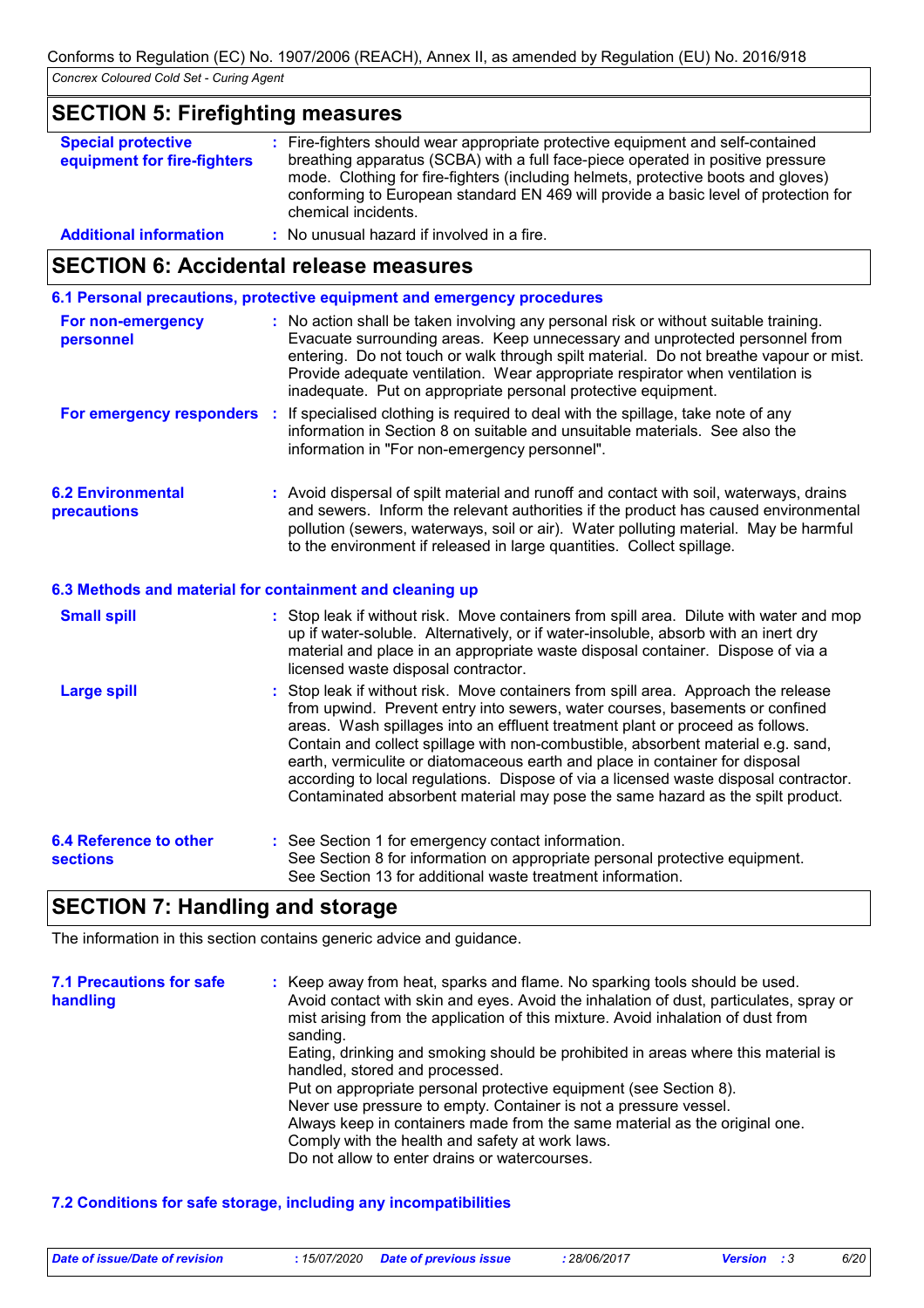## SECTION 5: Firefighting measures

**Special protective equipment for fire-fighters** : Fire-fighters should wear appropriate protective equipment and self-contained breathing apparatus (SCBA) with a full face-piece operated in positive pressure mode. Clothing for fire-fighters (including helmets, protective boots and gloves) conforming to European standard EN 469 will provide a basic level of protection for chemical incidents.

**Additional information** : No unusual hazard if involved in a fire.

## SECTION 6: Accidental release measures

### 6.1 Personal precautions, protective equipment and emergency procedures

**For non-emergency personnel** : No action shall be taken involving any personal risk or without suitable training. Evacuate surrounding areas. Keep unnecessary and unprotected personnel from entering. Do not touch or walk through spilt material. Do not breathe vapour or mist. Provide adequate ventilation. Wear appropriate respirator when ventilation is inadequate. Put on appropriate personal protective equipment.

**For emergency responders** : If specialised clothing is required to deal with the spillage, take note of any information in Section 8 on suitable and unsuitable materials. See also the information in "For non-emergency personnel".

### 6.2 Environmental precautions

: Avoid dispersal of spilt material and runoff and contact with soil, waterways, drains and sewers. Inform the relevant authorities if the product has caused environmental pollution (sewers, waterways, soil or air). Water polluting material. May be harmful to the environment if released in large quantities. Collect spillage.

### 6.3 Methods and material for containment and cleaning up

**Small spill** : Stop leak if without risk. Move containers from spill area. Dilute with water and mop up if water-soluble. Alternatively, or if water-insoluble, absorb with an inert dry material and place in an appropriate waste disposal container. Dispose of via a licensed waste disposal contractor.

**Large spill** : Stop leak if without risk. Move containers from spill area. Approach the release from upwind. Prevent entry into sewers, water courses, basements or confined areas. Wash spillages into an effluent treatment plant or proceed as follows. Contain and collect spillage with non-combustible, absorbent material e.g. sand, earth, vermiculite or diatomaceous earth and place in container for disposal according to local regulations. Dispose of via a licensed waste disposal contractor. Contaminated absorbent material may pose the same hazard as the spilt product.

### 6.4 Reference to other sections

: See Section 1 for emergency contact information.
See Section 8 for information on appropriate personal protective equipment.
See Section 13 for additional waste treatment information.

## SECTION 7: Handling and storage

The information in this section contains generic advice and guidance.

### 7.1 Precautions for safe handling

: Keep away from heat, sparks and flame. No sparking tools should be used.
Avoid contact with skin and eyes. Avoid the inhalation of dust, particulates, spray or mist arising from the application of this mixture. Avoid inhalation of dust from sanding.
Eating, drinking and smoking should be prohibited in areas where this material is handled, stored and processed.
Put on appropriate personal protective equipment (see Section 8).
Never use pressure to empty. Container is not a pressure vessel.
Always keep in containers made from the same material as the original one.
Comply with the health and safety at work laws.
Do not allow to enter drains or watercourses.

### 7.2 Conditions for safe storage, including any incompatibilities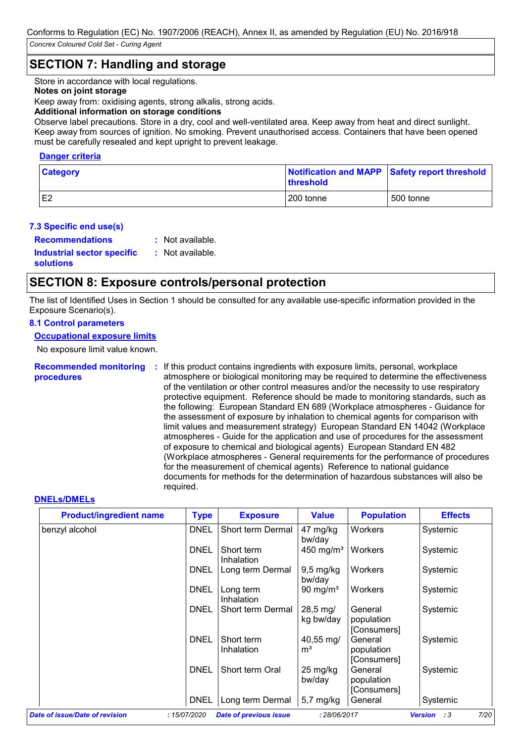## SECTION 7: Handling and storage

Store in accordance with local regulations.

**Notes on joint storage**

Keep away from: oxidising agents, strong alkalis, strong acids.

**Additional information on storage conditions**

Observe label precautions. Store in a dry, cool and well-ventilated area. Keep away from heat and direct sunlight. Keep away from sources of ignition. No smoking. Prevent unauthorised access. Containers that have been opened must be carefully resealed and kept upright to prevent leakage.

**Danger criteria**

| Category | Notification and MAPP threshold | Safety report threshold |
|---|---|---|
| E2 | 200 tonne | 500 tonne |

### 7.3 Specific end use(s)

**Recommendations** : Not available.

**Industrial sector specific solutions** : Not available.

## SECTION 8: Exposure controls/personal protection

The list of Identified Uses in Section 1 should be consulted for any available use-specific information provided in the Exposure Scenario(s).

### 8.1 Control parameters

**Occupational exposure limits**

No exposure limit value known.

**Recommended monitoring procedures** : If this product contains ingredients with exposure limits, personal, workplace atmosphere or biological monitoring may be required to determine the effectiveness of the ventilation or other control measures and/or the necessity to use respiratory protective equipment. Reference should be made to monitoring standards, such as the following: European Standard EN 689 (Workplace atmospheres - Guidance for the assessment of exposure by inhalation to chemical agents for comparison with limit values and measurement strategy) European Standard EN 14042 (Workplace atmospheres - Guide for the application and use of procedures for the assessment of exposure to chemical and biological agents) European Standard EN 482 (Workplace atmospheres - General requirements for the performance of procedures for the measurement of chemical agents) Reference to national guidance documents for methods for the determination of hazardous substances will also be required.

**DNELs/DMELs**

| Product/ingredient name | Type | Exposure | Value | Population | Effects |
|---|---|---|---|---|---|
| benzyl alcohol | DNEL | Short term Dermal | 47 mg/kg bw/day | Workers | Systemic |
| | DNEL | Short term Inhalation | 450 mg/m³ | Workers | Systemic |
| | DNEL | Long term Dermal | 9,5 mg/kg bw/day | Workers | Systemic |
| | DNEL | Long term Inhalation | 90 mg/m³ | Workers | Systemic |
| | DNEL | Short term Dermal | 28,5 mg/kg bw/day | General population [Consumers] | Systemic |
| | DNEL | Short term Inhalation | 40,55 mg/m³ | General population [Consumers] | Systemic |
| | DNEL | Short term Oral | 25 mg/kg bw/day | General population [Consumers] | Systemic |
| | DNEL | Long term Dermal | 5,7 mg/kg | General | Systemic |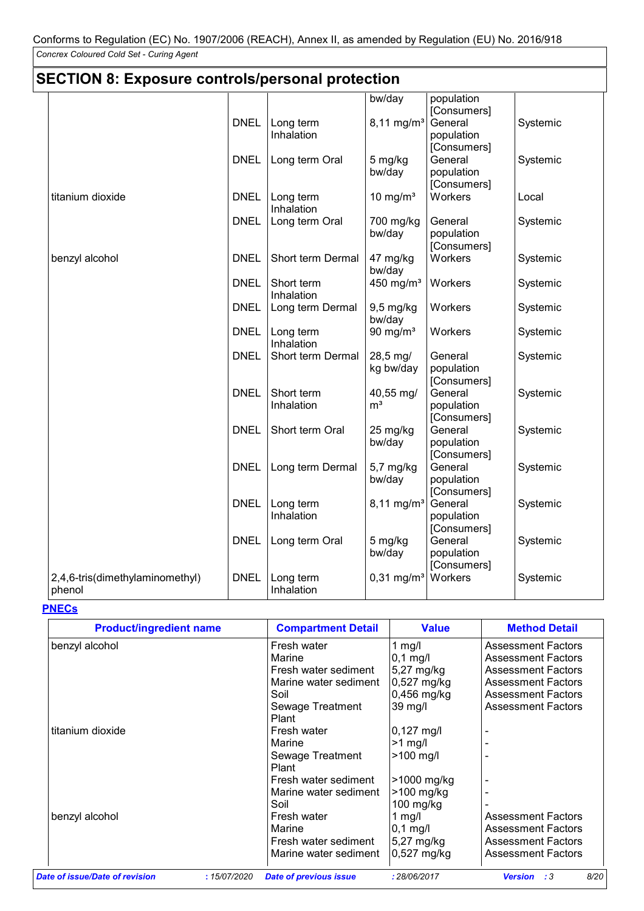## SECTION 8: Exposure controls/personal protection

| | | | | | |
|---|---|---|---|---|---|
| | | | bw/day | population [Consumers] | |
| | DNEL | Long term Inhalation | 8,11 mg/m³ | General population [Consumers] | Systemic |
| | DNEL | Long term Oral | 5 mg/kg bw/day | General population [Consumers] | Systemic |
| titanium dioxide | DNEL | Long term Inhalation | 10 mg/m³ | Workers | Local |
| | DNEL | Long term Oral | 700 mg/kg bw/day | General population [Consumers] | Systemic |
| benzyl alcohol | DNEL | Short term Dermal | 47 mg/kg bw/day | Workers | Systemic |
| | DNEL | Short term Inhalation | 450 mg/m³ | Workers | Systemic |
| | DNEL | Long term Dermal | 9,5 mg/kg bw/day | Workers | Systemic |
| | DNEL | Long term Inhalation | 90 mg/m³ | Workers | Systemic |
| | DNEL | Short term Dermal | 28,5 mg/kg bw/day | General population [Consumers] | Systemic |
| | DNEL | Short term Inhalation | 40,55 mg/m³ | General population [Consumers] | Systemic |
| | DNEL | Short term Oral | 25 mg/kg bw/day | General population [Consumers] | Systemic |
| | DNEL | Long term Dermal | 5,7 mg/kg bw/day | General population [Consumers] | Systemic |
| | DNEL | Long term Inhalation | 8,11 mg/m³ | General population [Consumers] | Systemic |
| | DNEL | Long term Oral | 5 mg/kg bw/day | General population [Consumers] | Systemic |
| 2,4,6-tris(dimethylaminomethyl) phenol | DNEL | Long term Inhalation | 0,31 mg/m³ | Workers | Systemic |

### PNECs

| Product/ingredient name | Compartment Detail | Value | Method Detail |
|---|---|---|---|
| benzyl alcohol | Fresh water | 1 mg/l | Assessment Factors |
| | Marine | 0,1 mg/l | Assessment Factors |
| | Fresh water sediment | 5,27 mg/kg | Assessment Factors |
| | Marine water sediment | 0,527 mg/kg | Assessment Factors |
| | Soil | 0,456 mg/kg | Assessment Factors |
| | Sewage Treatment Plant | 39 mg/l | Assessment Factors |
| titanium dioxide | Fresh water | 0,127 mg/l | - |
| | Marine | >1 mg/l | - |
| | Sewage Treatment Plant | >100 mg/l | - |
| | Fresh water sediment | >1000 mg/kg | - |
| | Marine water sediment | >100 mg/kg | - |
| | Soil | 100 mg/kg | - |
| benzyl alcohol | Fresh water | 1 mg/l | Assessment Factors |
| | Marine | 0,1 mg/l | Assessment Factors |
| | Fresh water sediment | 5,27 mg/kg | Assessment Factors |
| | Marine water sediment | 0,527 mg/kg | Assessment Factors |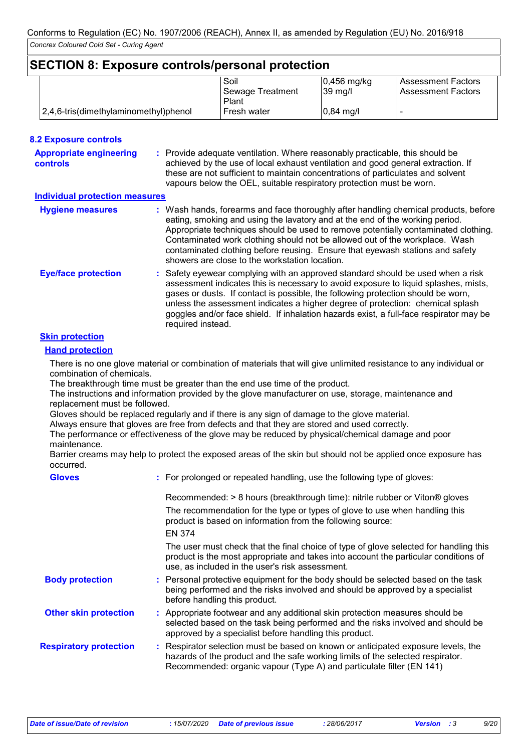## SECTION 8: Exposure controls/personal protection

| | | | |
|---|---|---|---|
| | Soil | 0,456 mg/kg | Assessment Factors |
| | Sewage Treatment Plant | 39 mg/l | Assessment Factors |
| 2,4,6-tris(dimethylaminomethyl)phenol | Fresh water | 0,84 mg/l | - |

### 8.2 Exposure controls

**Appropriate engineering controls** : Provide adequate ventilation. Where reasonably practicable, this should be achieved by the use of local exhaust ventilation and good general extraction. If these are not sufficient to maintain concentrations of particulates and solvent vapours below the OEL, suitable respiratory protection must be worn.

**Individual protection measures**

**Hygiene measures** : Wash hands, forearms and face thoroughly after handling chemical products, before eating, smoking and using the lavatory and at the end of the working period. Appropriate techniques should be used to remove potentially contaminated clothing. Contaminated work clothing should not be allowed out of the workplace. Wash contaminated clothing before reusing. Ensure that eyewash stations and safety showers are close to the workstation location.

**Eye/face protection** : Safety eyewear complying with an approved standard should be used when a risk assessment indicates this is necessary to avoid exposure to liquid splashes, mists, gases or dusts. If contact is possible, the following protection should be worn, unless the assessment indicates a higher degree of protection: chemical splash goggles and/or face shield. If inhalation hazards exist, a full-face respirator may be required instead.

**Skin protection**

**Hand protection**

There is no one glove material or combination of materials that will give unlimited resistance to any individual or combination of chemicals.
The breakthrough time must be greater than the end use time of the product.
The instructions and information provided by the glove manufacturer on use, storage, maintenance and replacement must be followed.
Gloves should be replaced regularly and if there is any sign of damage to the glove material.
Always ensure that gloves are free from defects and that they are stored and used correctly.
The performance or effectiveness of the glove may be reduced by physical/chemical damage and poor maintenance.
Barrier creams may help to protect the exposed areas of the skin but should not be applied once exposure has occurred.

**Gloves** : For prolonged or repeated handling, use the following type of gloves:

Recommended: > 8 hours (breakthrough time): nitrile rubber or Viton® gloves

The recommendation for the type or types of glove to use when handling this product is based on information from the following source:
EN 374

The user must check that the final choice of type of glove selected for handling this product is the most appropriate and takes into account the particular conditions of use, as included in the user's risk assessment.

**Body protection** : Personal protective equipment for the body should be selected based on the task being performed and the risks involved and should be approved by a specialist before handling this product.

**Other skin protection** : Appropriate footwear and any additional skin protection measures should be selected based on the task being performed and the risks involved and should be approved by a specialist before handling this product.

**Respiratory protection** : Respirator selection must be based on known or anticipated exposure levels, the hazards of the product and the safe working limits of the selected respirator. Recommended: organic vapour (Type A) and particulate filter (EN 141)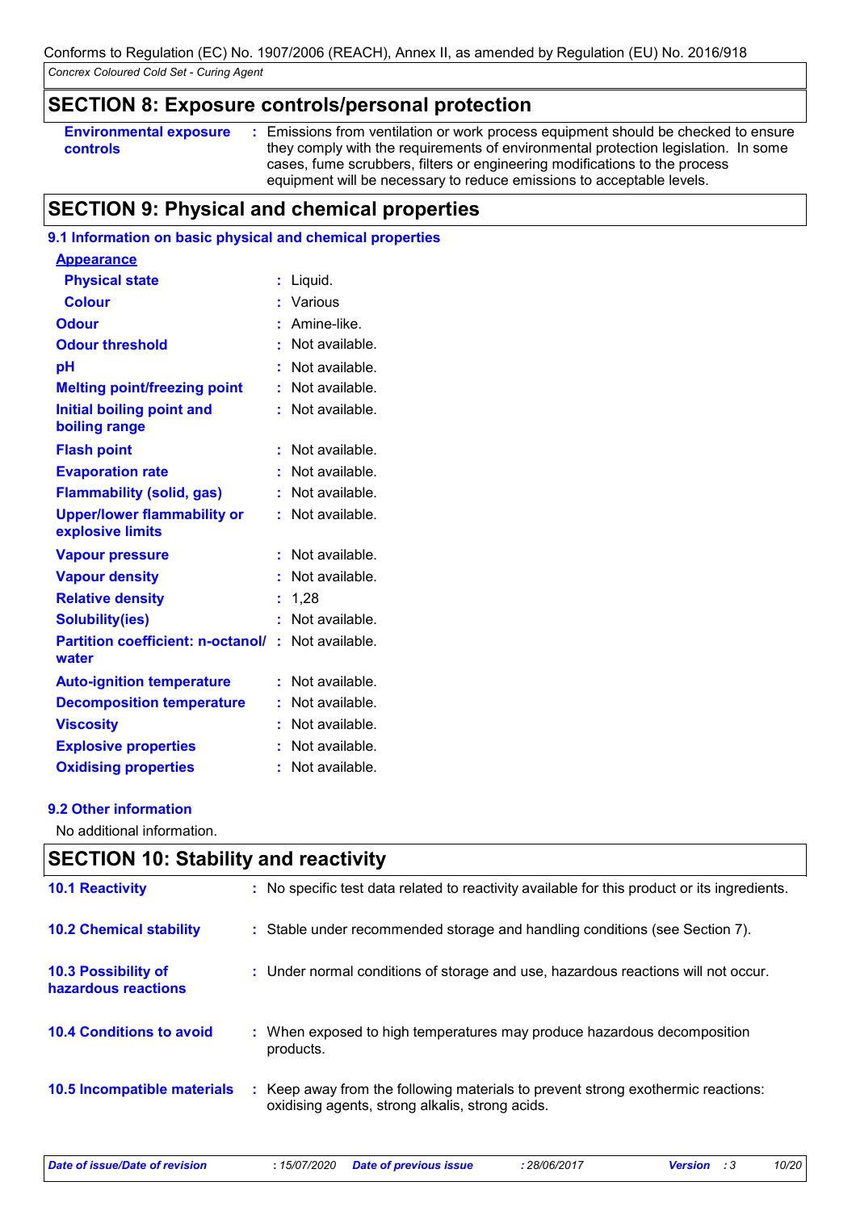## SECTION 8: Exposure controls/personal protection

| | |
|---|---|
| **Environmental exposure controls** | : Emissions from ventilation or work process equipment should be checked to ensure they comply with the requirements of environmental protection legislation. In some cases, fume scrubbers, filters or engineering modifications to the process equipment will be necessary to reduce emissions to acceptable levels. |

## SECTION 9: Physical and chemical properties

### 9.1 Information on basic physical and chemical properties

**Appearance**

| | |
|---|---|
| **Physical state** | : Liquid. |
| **Colour** | : Various |
| **Odour** | : Amine-like. |
| **Odour threshold** | : Not available. |
| **pH** | : Not available. |
| **Melting point/freezing point** | : Not available. |
| **Initial boiling point and boiling range** | : Not available. |
| **Flash point** | : Not available. |
| **Evaporation rate** | : Not available. |
| **Flammability (solid, gas)** | : Not available. |
| **Upper/lower flammability or explosive limits** | : Not available. |
| **Vapour pressure** | : Not available. |
| **Vapour density** | : Not available. |
| **Relative density** | : 1,28 |
| **Solubility(ies)** | : Not available. |
| **Partition coefficient: n-octanol/ water** | : Not available. |
| **Auto-ignition temperature** | : Not available. |
| **Decomposition temperature** | : Not available. |
| **Viscosity** | : Not available. |
| **Explosive properties** | : Not available. |
| **Oxidising properties** | : Not available. |

### 9.2 Other information

No additional information.

## SECTION 10: Stability and reactivity

| | |
|---|---|
| **10.1 Reactivity** | : No specific test data related to reactivity available for this product or its ingredients. |
| **10.2 Chemical stability** | : Stable under recommended storage and handling conditions (see Section 7). |
| **10.3 Possibility of hazardous reactions** | : Under normal conditions of storage and use, hazardous reactions will not occur. |
| **10.4 Conditions to avoid** | : When exposed to high temperatures may produce hazardous decomposition products. |
| **10.5 Incompatible materials** | : Keep away from the following materials to prevent strong exothermic reactions: oxidising agents, strong alkalis, strong acids. |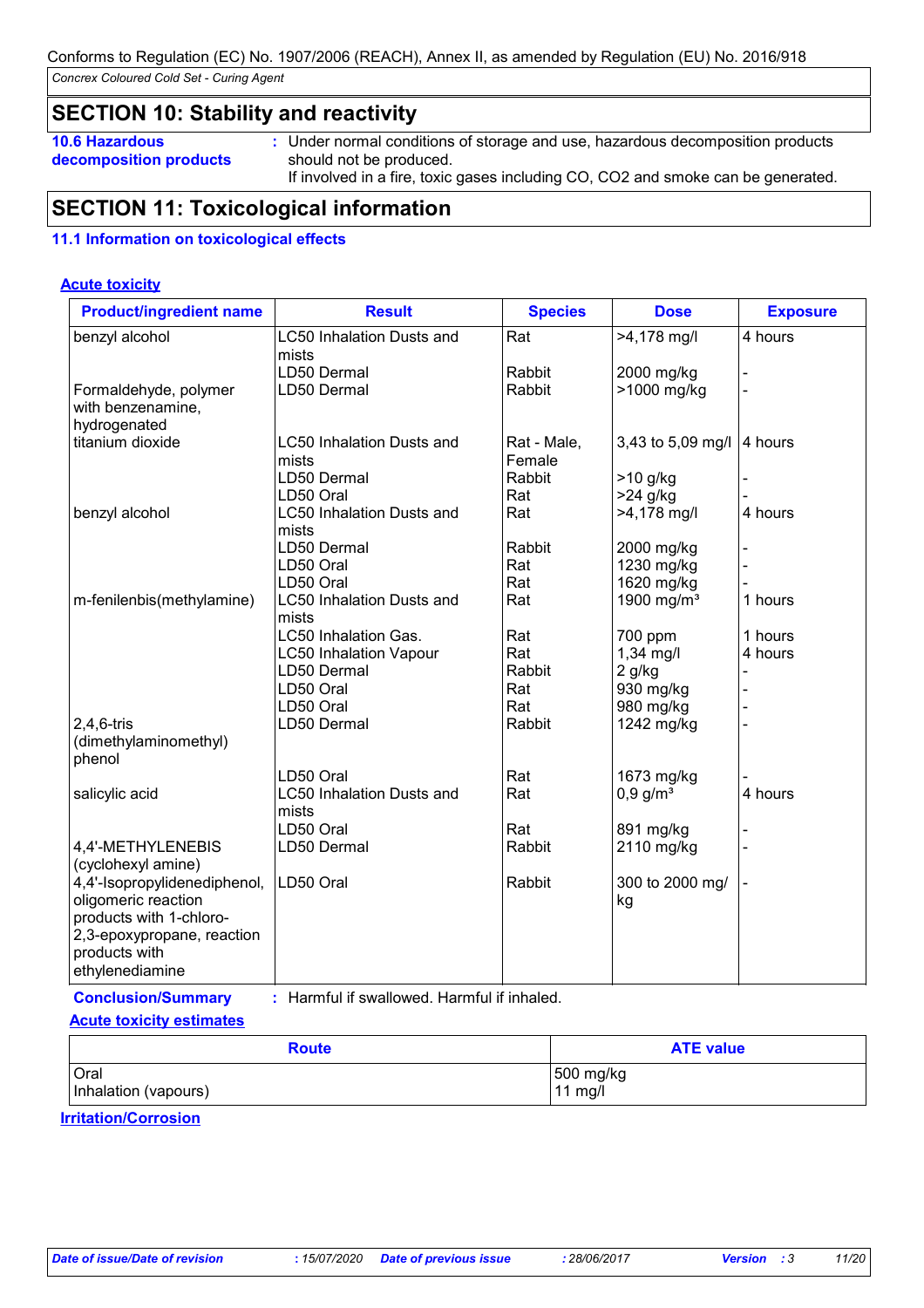Conforms to Regulation (EC) No. 1907/2006 (REACH), Annex II, as amended by Regulation (EU) No. 2016/918

*Concrex Coloured Cold Set - Curing Agent*

## SECTION 10: Stability and reactivity

**10.6 Hazardous decomposition products** : Under normal conditions of storage and use, hazardous decomposition products should not be produced.
If involved in a fire, toxic gases including CO, CO2 and smoke can be generated.

## SECTION 11: Toxicological information

### 11.1 Information on toxicological effects

**Acute toxicity**

| Product/ingredient name | Result | Species | Dose | Exposure |
|---|---|---|---|---|
| benzyl alcohol | LC50 Inhalation Dusts and mists | Rat | >4,178 mg/l | 4 hours |
| | LD50 Dermal | Rabbit | 2000 mg/kg | - |
| Formaldehyde, polymer with benzenamine, hydrogenated | LD50 Dermal | Rabbit | >1000 mg/kg | - |
| titanium dioxide | LC50 Inhalation Dusts and mists | Rat - Male, Female | 3,43 to 5,09 mg/l | 4 hours |
| | LD50 Dermal | Rabbit | >10 g/kg | - |
| | LD50 Oral | Rat | >24 g/kg | - |
| benzyl alcohol | LC50 Inhalation Dusts and mists | Rat | >4,178 mg/l | 4 hours |
| | LD50 Dermal | Rabbit | 2000 mg/kg | - |
| | LD50 Oral | Rat | 1230 mg/kg | - |
| | LD50 Oral | Rat | 1620 mg/kg | - |
| m-fenilenbis(methylamine) | LC50 Inhalation Dusts and mists | Rat | 1900 mg/m³ | 1 hours |
| | LC50 Inhalation Gas. | Rat | 700 ppm | 1 hours |
| | LC50 Inhalation Vapour | Rat | 1,34 mg/l | 4 hours |
| | LD50 Dermal | Rabbit | 2 g/kg | - |
| | LD50 Oral | Rat | 930 mg/kg | - |
| | LD50 Oral | Rat | 980 mg/kg | - |
| 2,4,6-tris (dimethylaminomethyl) phenol | LD50 Dermal | Rabbit | 1242 mg/kg | - |
| | LD50 Oral | Rat | 1673 mg/kg | - |
| salicylic acid | LC50 Inhalation Dusts and mists | Rat | 0,9 g/m³ | 4 hours |
| | LD50 Oral | Rat | 891 mg/kg | - |
| 4,4'-METHYLENEBIS (cyclohexyl amine) | LD50 Dermal | Rabbit | 2110 mg/kg | - |
| 4,4'-Isopropylidenediphenol, oligomeric reaction products with 1-chloro-2,3-epoxypropane, reaction products with ethylenediamine | LD50 Oral | Rabbit | 300 to 2000 mg/kg | - |

**Conclusion/Summary** : Harmful if swallowed. Harmful if inhaled.

**Acute toxicity estimates**

| Route | ATE value |
|---|---|
| Oral | 500 mg/kg |
| Inhalation (vapours) | 11 mg/l |

**Irritation/Corrosion**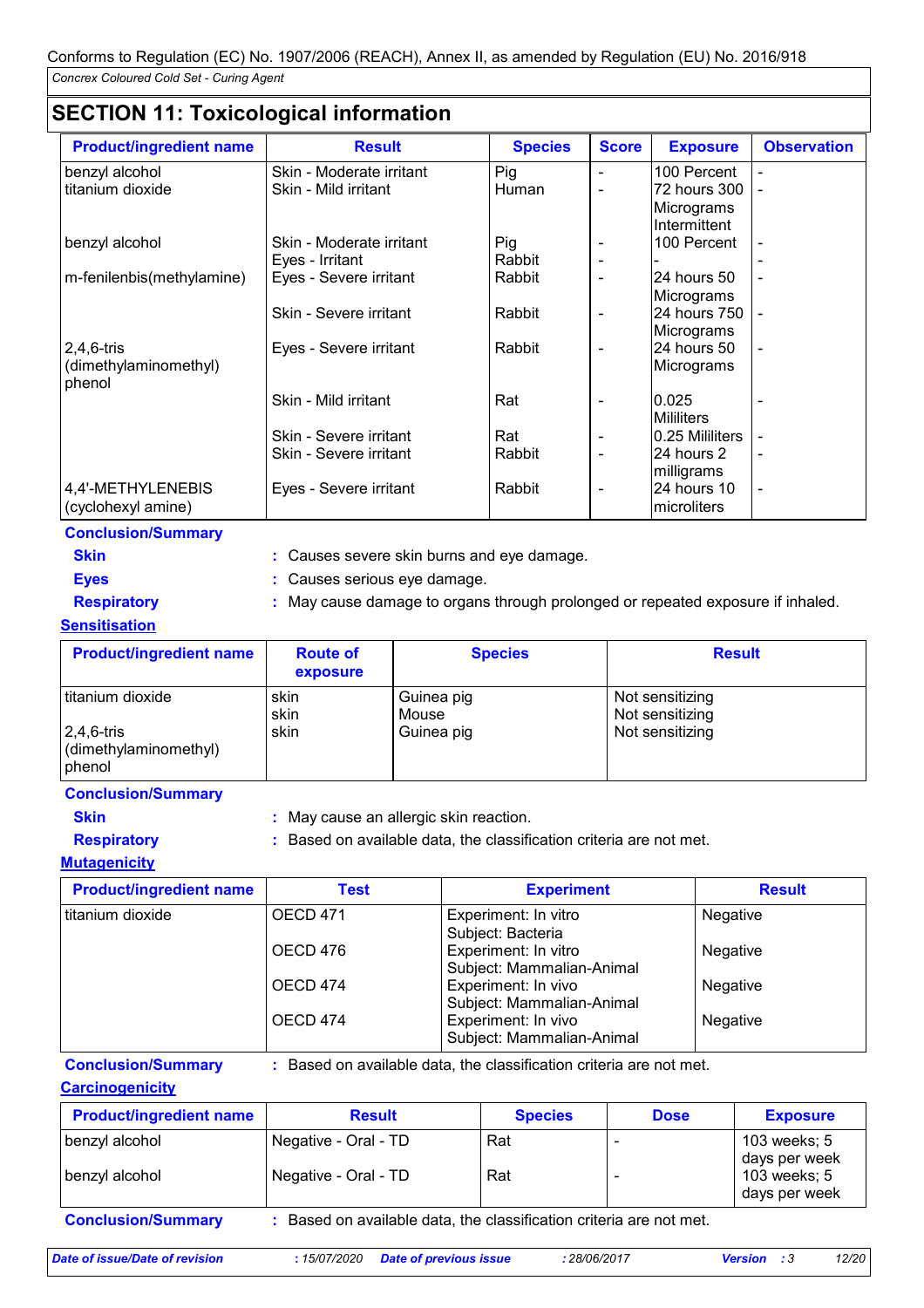## SECTION 11: Toxicological information

| Product/ingredient name | Result | Species | Score | Exposure | Observation |
|---|---|---|---|---|---|
| benzyl alcohol | Skin - Moderate irritant | Pig | - | 100 Percent | - |
| titanium dioxide | Skin - Mild irritant | Human | - | 72 hours 300 Micrograms Intermittent | - |
| benzyl alcohol | Skin - Moderate irritant | Pig | - | 100 Percent | - |
| | Eyes - Irritant | Rabbit | - | - | - |
| m-fenilenbis(methylamine) | Eyes - Severe irritant | Rabbit | - | 24 hours 50 Micrograms | - |
| | Skin - Severe irritant | Rabbit | - | 24 hours 750 Micrograms | - |
| 2,4,6-tris (dimethylaminomethyl) phenol | Eyes - Severe irritant | Rabbit | - | 24 hours 50 Micrograms | - |
| | Skin - Mild irritant | Rat | - | 0.025 Mililiters | - |
| | Skin - Severe irritant | Rat | - | 0.25 Mililiters | - |
| | Skin - Severe irritant | Rabbit | - | 24 hours 2 milligrams | - |
| 4,4'-METHYLENEBIS (cyclohexyl amine) | Eyes - Severe irritant | Rabbit | - | 24 hours 10 microliters | - |

**Conclusion/Summary**

**Skin** : Causes severe skin burns and eye damage.

**Eyes** : Causes serious eye damage.

**Respiratory** : May cause damage to organs through prolonged or repeated exposure if inhaled.

**Sensitisation**

| Product/ingredient name | Route of exposure | Species | Result |
|---|---|---|---|
| titanium dioxide | skin | Guinea pig | Not sensitizing |
| | skin | Mouse | Not sensitizing |
| 2,4,6-tris (dimethylaminomethyl) phenol | skin | Guinea pig | Not sensitizing |

**Conclusion/Summary**

**Skin** : May cause an allergic skin reaction.

**Respiratory** : Based on available data, the classification criteria are not met.

**Mutagenicity**

| Product/ingredient name | Test | Experiment | Result |
|---|---|---|---|
| titanium dioxide | OECD 471 | Experiment: In vitro Subject: Bacteria | Negative |
| | OECD 476 | Experiment: In vitro Subject: Mammalian-Animal | Negative |
| | OECD 474 | Experiment: In vivo Subject: Mammalian-Animal | Negative |
| | OECD 474 | Experiment: In vivo Subject: Mammalian-Animal | Negative |

**Conclusion/Summary** : Based on available data, the classification criteria are not met.

**Carcinogenicity**

| Product/ingredient name | Result | Species | Dose | Exposure |
|---|---|---|---|---|
| benzyl alcohol | Negative - Oral - TD | Rat | - | 103 weeks; 5 days per week |
| benzyl alcohol | Negative - Oral - TD | Rat | - | 103 weeks; 5 days per week |

**Conclusion/Summary** : Based on available data, the classification criteria are not met.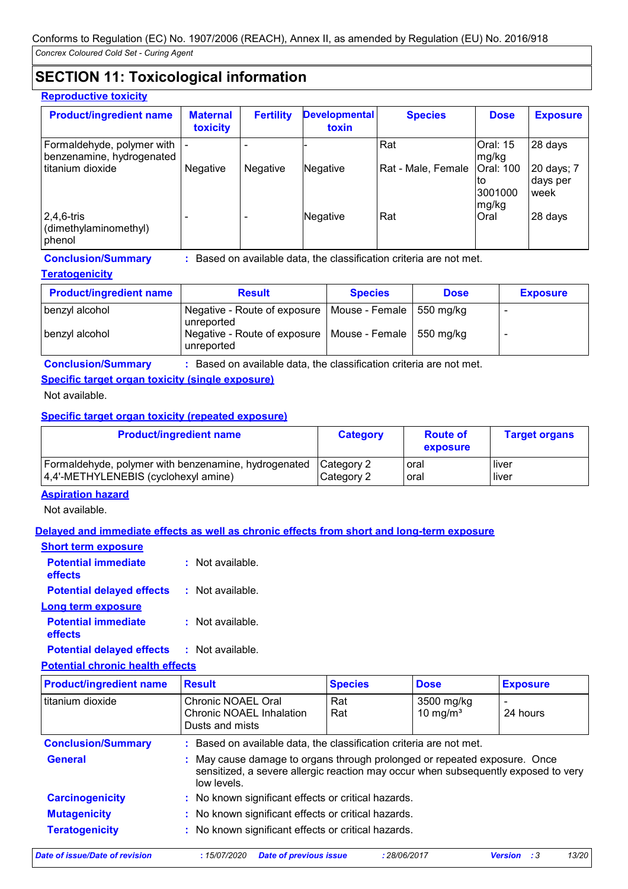Conforms to Regulation (EC) No. 1907/2006 (REACH), Annex II, as amended by Regulation (EU) No. 2016/918

*Concrex Coloured Cold Set - Curing Agent*

## SECTION 11: Toxicological information

**Reproductive toxicity**

| Product/ingredient name | Maternal toxicity | Fertility | Developmental toxin | Species | Dose | Exposure |
|---|---|---|---|---|---|---|
| Formaldehyde, polymer with benzenamine, hydrogenated | - | - | - | Rat | Oral: 15 mg/kg | 28 days |
| titanium dioxide | Negative | Negative | Negative | Rat - Male, Female | Oral: 100 to 3001000 mg/kg | 20 days; 7 days per week |
| 2,4,6-tris (dimethylaminomethyl) phenol | - | - | Negative | Rat | Oral | 28 days |

**Conclusion/Summary** : Based on available data, the classification criteria are not met.

**Teratogenicity**

| Product/ingredient name | Result | Species | Dose | Exposure |
|---|---|---|---|---|
| benzyl alcohol | Negative - Route of exposure unreported | Mouse - Female | 550 mg/kg | - |
| benzyl alcohol | Negative - Route of exposure unreported | Mouse - Female | 550 mg/kg | - |

**Conclusion/Summary** : Based on available data, the classification criteria are not met.

**Specific target organ toxicity (single exposure)**

Not available.

**Specific target organ toxicity (repeated exposure)**

| Product/ingredient name | Category | Route of exposure | Target organs |
|---|---|---|---|
| Formaldehyde, polymer with benzenamine, hydrogenated | Category 2 | oral | liver |
| 4,4'-METHYLENEBIS (cyclohexyl amine) | Category 2 | oral | liver |

**Aspiration hazard**

Not available.

**Delayed and immediate effects as well as chronic effects from short and long-term exposure**

**Short term exposure**

**Potential immediate effects** : Not available.

**Potential delayed effects** : Not available.

**Long term exposure**

**Potential immediate effects** : Not available.

**Potential delayed effects** : Not available.

**Potential chronic health effects**

| Product/ingredient name | Result | Species | Dose | Exposure |
|---|---|---|---|---|
| titanium dioxide | Chronic NOAEL Oral | Rat | 3500 mg/kg | - |
| | Chronic NOAEL Inhalation Dusts and mists | Rat | 10 mg/m³ | 24 hours |

**Conclusion/Summary** : Based on available data, the classification criteria are not met.

**General** : May cause damage to organs through prolonged or repeated exposure. Once sensitized, a severe allergic reaction may occur when subsequently exposed to very low levels.

**Carcinogenicity** : No known significant effects or critical hazards.

**Mutagenicity** : No known significant effects or critical hazards.

**Teratogenicity** : No known significant effects or critical hazards.

*Date of issue/Date of revision* : 15/07/2020 *Date of previous issue* : 28/06/2017 *Version* : 3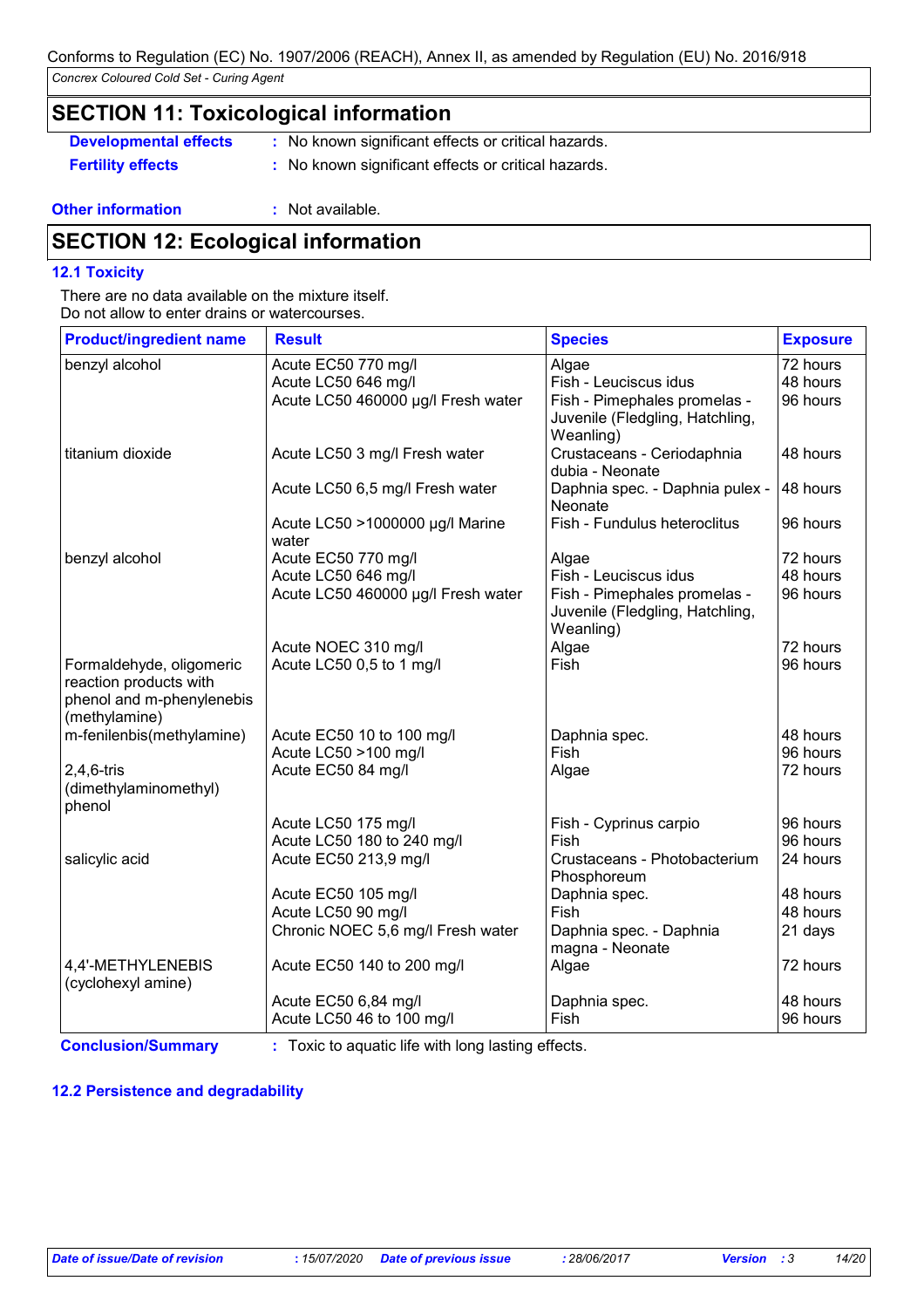Conforms to Regulation (EC) No. 1907/2006 (REACH), Annex II, as amended by Regulation (EU) No. 2016/918

*Concrex Coloured Cold Set - Curing Agent*

## SECTION 11: Toxicological information

**Developmental effects** : No known significant effects or critical hazards.

**Fertility effects** : No known significant effects or critical hazards.

**Other information** : Not available.

## SECTION 12: Ecological information

### 12.1 Toxicity

There are no data available on the mixture itself.
Do not allow to enter drains or watercourses.

| Product/ingredient name | Result | Species | Exposure |
|---|---|---|---|
| benzyl alcohol | Acute EC50 770 mg/l | Algae | 72 hours |
| | Acute LC50 646 mg/l | Fish - Leuciscus idus | 48 hours |
| | Acute LC50 460000 µg/l Fresh water | Fish - Pimephales promelas - Juvenile (Fledgling, Hatchling, Weanling) | 96 hours |
| titanium dioxide | Acute LC50 3 mg/l Fresh water | Crustaceans - Ceriodaphnia dubia - Neonate | 48 hours |
| | Acute LC50 6,5 mg/l Fresh water | Daphnia spec. - Daphnia pulex - Neonate | 48 hours |
| | Acute LC50 >1000000 µg/l Marine water | Fish - Fundulus heteroclitus | 96 hours |
| benzyl alcohol | Acute EC50 770 mg/l | Algae | 72 hours |
| | Acute LC50 646 mg/l | Fish - Leuciscus idus | 48 hours |
| | Acute LC50 460000 µg/l Fresh water | Fish - Pimephales promelas - Juvenile (Fledgling, Hatchling, Weanling) | 96 hours |
| | Acute NOEC 310 mg/l | Algae | 72 hours |
| Formaldehyde, oligomeric reaction products with phenol and m-phenylenebis (methylamine) | Acute LC50 0,5 to 1 mg/l | Fish | 96 hours |
| m-fenilenbis(methylamine) | Acute EC50 10 to 100 mg/l | Daphnia spec. | 48 hours |
| | Acute LC50 >100 mg/l | Fish | 96 hours |
| 2,4,6-tris (dimethylaminomethyl) phenol | Acute EC50 84 mg/l | Algae | 72 hours |
| | Acute LC50 175 mg/l | Fish - Cyprinus carpio | 96 hours |
| | Acute LC50 180 to 240 mg/l | Fish | 96 hours |
| salicylic acid | Acute EC50 213,9 mg/l | Crustaceans - Photobacterium Phosphoreum | 24 hours |
| | Acute EC50 105 mg/l | Daphnia spec. | 48 hours |
| | Acute LC50 90 mg/l | Fish | 48 hours |
| | Chronic NOEC 5,6 mg/l Fresh water | Daphnia spec. - Daphnia magna - Neonate | 21 days |
| 4,4'-METHYLENEBIS (cyclohexyl amine) | Acute EC50 140 to 200 mg/l | Algae | 72 hours |
| | Acute EC50 6,84 mg/l | Daphnia spec. | 48 hours |
| | Acute LC50 46 to 100 mg/l | Fish | 96 hours |

**Conclusion/Summary** : Toxic to aquatic life with long lasting effects.

### 12.2 Persistence and degradability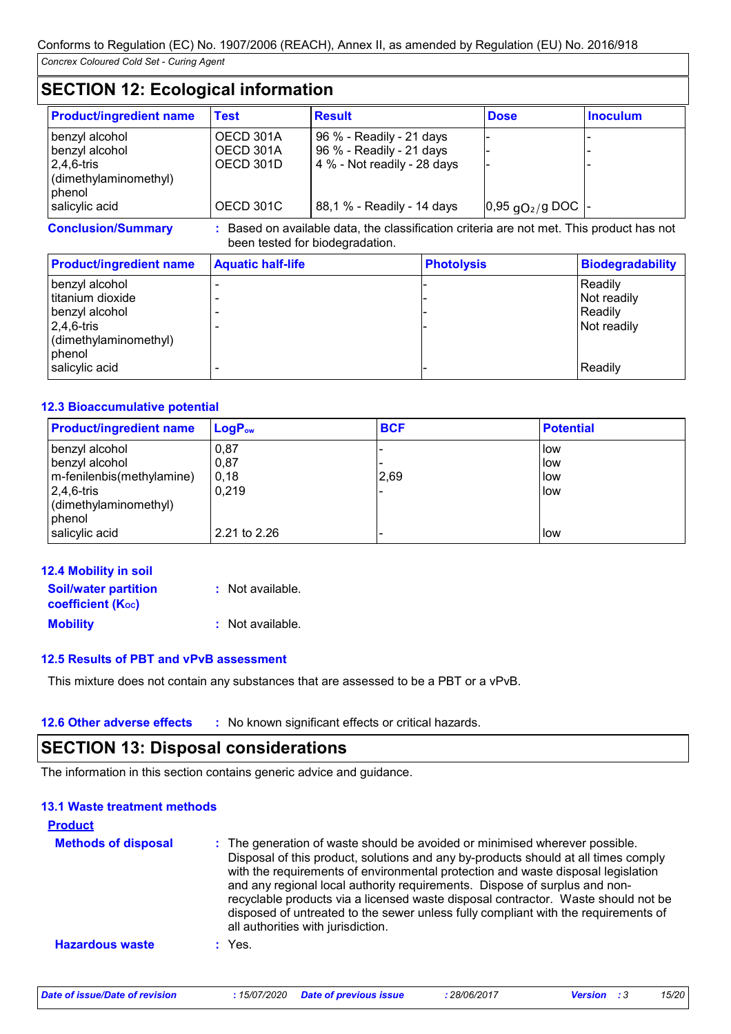Conforms to Regulation (EC) No. 1907/2006 (REACH), Annex II, as amended by Regulation (EU) No. 2016/918

*Concrex Coloured Cold Set - Curing Agent*

## SECTION 12: Ecological information

| Product/ingredient name | Test | Result | Dose | Inoculum |
|---|---|---|---|---|
| benzyl alcohol | OECD 301A | 96 % - Readily - 21 days | - | - |
| benzyl alcohol | OECD 301A | 96 % - Readily - 21 days | - | - |
| 2,4,6-tris (dimethylaminomethyl) phenol | OECD 301D | 4 % - Not readily - 28 days | - | - |
| salicylic acid | OECD 301C | 88,1 % - Readily - 14 days | 0,95 $gO_2/g$ DOC | - |

**Conclusion/Summary** : Based on available data, the classification criteria are not met. This product has not been tested for biodegradation.

| Product/ingredient name | Aquatic half-life | Photolysis | Biodegradability |
|---|---|---|---|
| benzyl alcohol | - | - | Readily |
| titanium dioxide | - | - | Not readily |
| benzyl alcohol | - | - | Readily |
| 2,4,6-tris (dimethylaminomethyl) phenol | - | - | Not readily |
| salicylic acid | - | - | Readily |

### 12.3 Bioaccumulative potential

| Product/ingredient name | $LogP_{ow}$ | BCF | Potential |
|---|---|---|---|
| benzyl alcohol | 0,87 | - | low |
| benzyl alcohol | 0,87 | - | low |
| m-fenilenbis(methylamine) | 0,18 | 2,69 | low |
| 2,4,6-tris (dimethylaminomethyl) phenol | 0,219 | - | low |
| salicylic acid | 2.21 to 2.26 | - | low |

### 12.4 Mobility in soil

**Soil/water partition coefficient ($K_{OC}$)** : Not available.

**Mobility** : Not available.

### 12.5 Results of PBT and vPvB assessment

This mixture does not contain any substances that are assessed to be a PBT or a vPvB.

### 12.6 Other adverse effects : No known significant effects or critical hazards.

## SECTION 13: Disposal considerations

The information in this section contains generic advice and guidance.

### 13.1 Waste treatment methods

**Product**

**Methods of disposal** : The generation of waste should be avoided or minimised wherever possible. Disposal of this product, solutions and any by-products should at all times comply with the requirements of environmental protection and waste disposal legislation and any regional local authority requirements. Dispose of surplus and non-recyclable products via a licensed waste disposal contractor. Waste should not be disposed of untreated to the sewer unless fully compliant with the requirements of all authorities with jurisdiction.

**Hazardous waste** : Yes.

*Date of issue/Date of revision* : 15/07/2020 *Date of previous issue* : 28/06/2017 *Version* : 3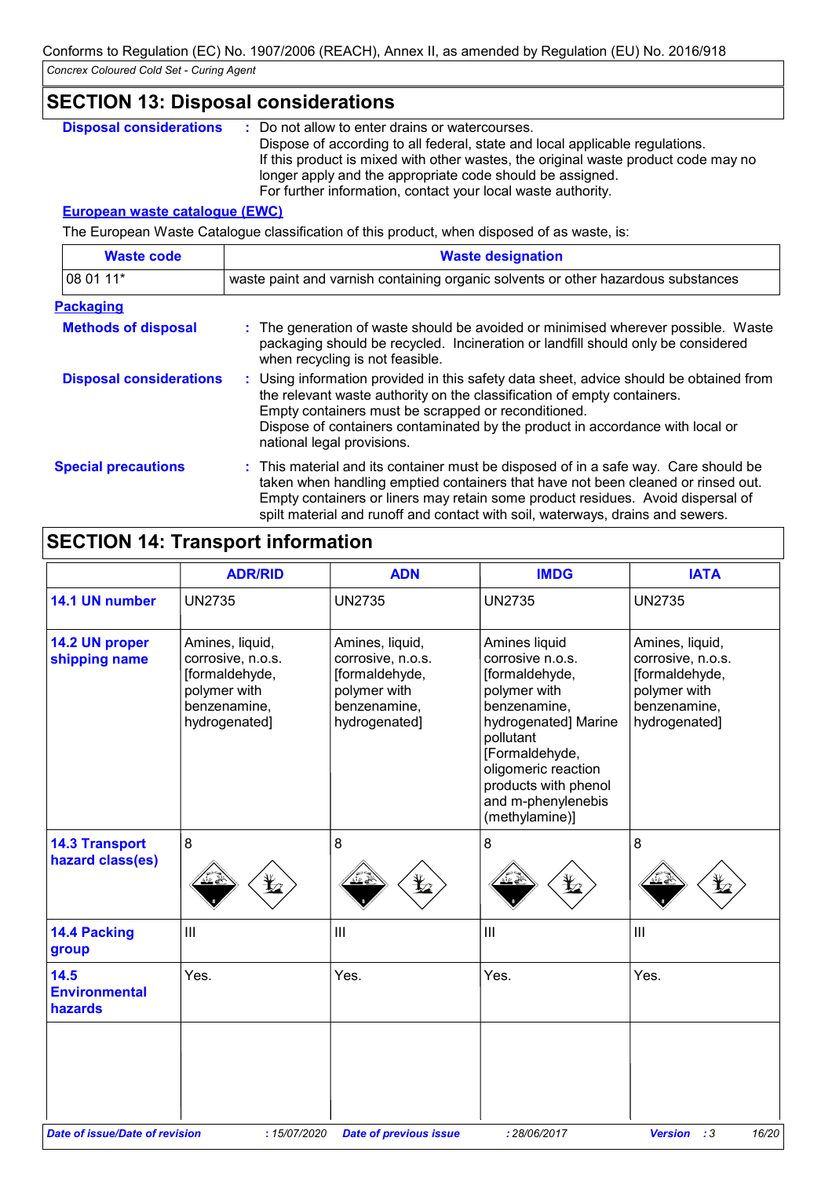Conforms to Regulation (EC) No. 1907/2006 (REACH), Annex II, as amended by Regulation (EU) No. 2016/918

*Concrex Coloured Cold Set - Curing Agent*

## SECTION 13: Disposal considerations

**Disposal considerations** : Do not allow to enter drains or watercourses.
Dispose of according to all federal, state and local applicable regulations.
If this product is mixed with other wastes, the original waste product code may no longer apply and the appropriate code should be assigned.
For further information, contact your local waste authority.

**European waste catalogue (EWC)**

The European Waste Catalogue classification of this product, when disposed of as waste, is:

| Waste code | Waste designation |
|---|---|
| 08 01 11* | waste paint and varnish containing organic solvents or other hazardous substances |

**Packaging**

**Methods of disposal** : The generation of waste should be avoided or minimised wherever possible. Waste packaging should be recycled. Incineration or landfill should only be considered when recycling is not feasible.

**Disposal considerations** : Using information provided in this safety data sheet, advice should be obtained from the relevant waste authority on the classification of empty containers.
Empty containers must be scrapped or reconditioned.
Dispose of containers contaminated by the product in accordance with local or national legal provisions.

**Special precautions** : This material and its container must be disposed of in a safe way. Care should be taken when handling emptied containers that have not been cleaned or rinsed out. Empty containers or liners may retain some product residues. Avoid dispersal of spilt material and runoff and contact with soil, waterways, drains and sewers.

## SECTION 14: Transport information

| | ADR/RID | ADN | IMDG | IATA |
|---|---|---|---|---|
| **14.1 UN number** | UN2735 | UN2735 | UN2735 | UN2735 |
| **14.2 UN proper shipping name** | Amines, liquid, corrosive, n.o.s. [formaldehyde, polymer with benzenamine, hydrogenated] | Amines, liquid, corrosive, n.o.s. [formaldehyde, polymer with benzenamine, hydrogenated] | Amines liquid corrosive n.o.s. [formaldehyde, polymer with benzenamine, hydrogenated] Marine pollutant [Formaldehyde, oligomeric reaction products with phenol and m-phenylenebis (methylamine)] | Amines, liquid, corrosive, n.o.s. [formaldehyde, polymer with benzenamine, hydrogenated] |
| **14.3 Transport hazard class(es)** | 8 | 8 | 8 | 8 |
| **14.4 Packing group** | III | III | III | III |
| **14.5 Environmental hazards** | Yes. | Yes. | Yes. | Yes. |

*Date of issue/Date of revision* : 15/07/2020 *Date of previous issue* : 28/06/2017 *Version* : 3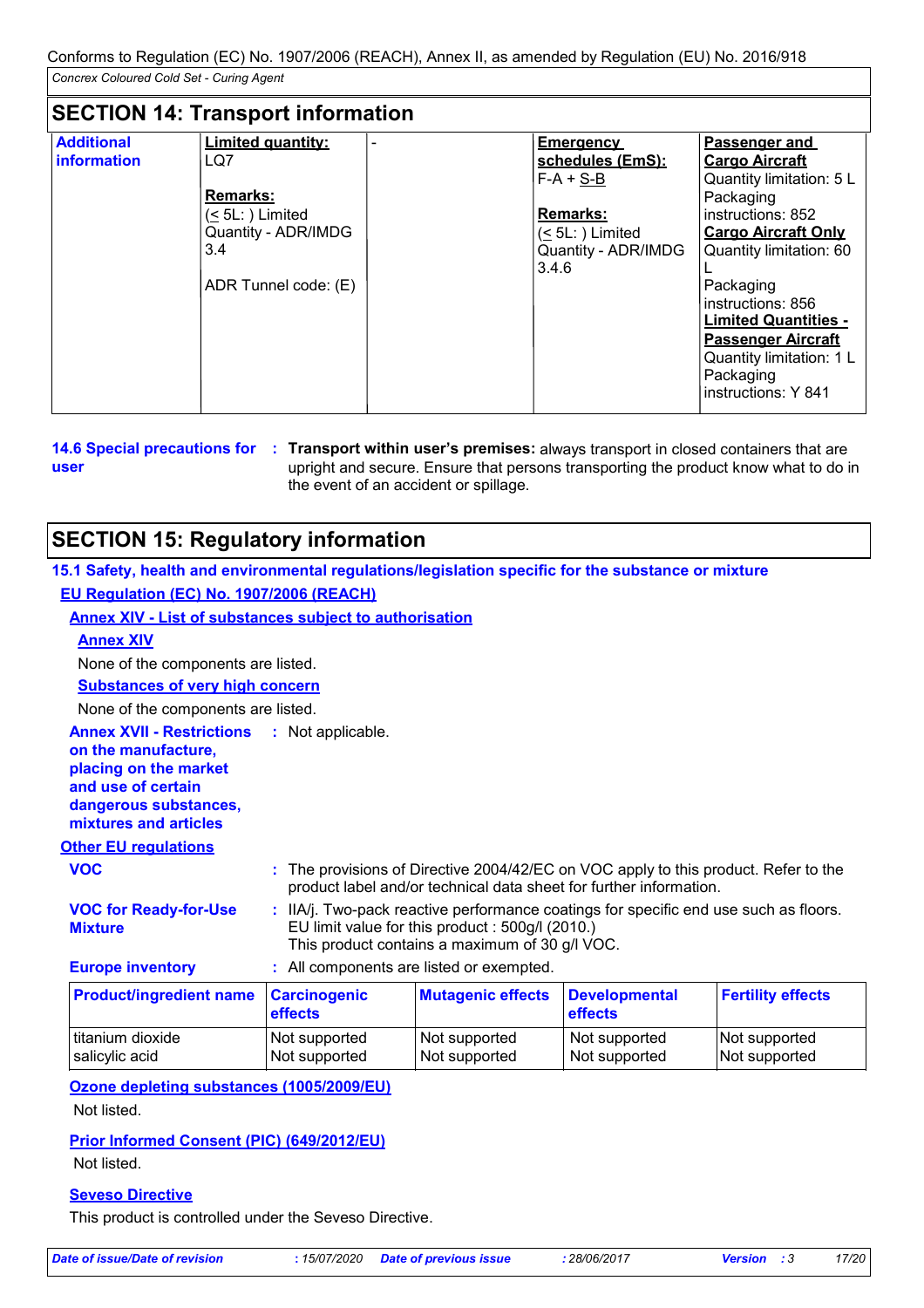Conforms to Regulation (EC) No. 1907/2006 (REACH), Annex II, as amended by Regulation (EU) No. 2016/918

*Concrex Coloured Cold Set - Curing Agent*

## SECTION 14: Transport information

| Additional information | **Limited quantity:** LQ7<br><br>**Remarks:** (≤ 5L: ) Limited Quantity - ADR/IMDG 3.4<br><br>ADR Tunnel code: (E) | - | **Emergency schedules (EmS):** F-A + S-B<br><br>**Remarks:** (≤ 5L: ) Limited Quantity - ADR/IMDG 3.4.6 | **Passenger and Cargo Aircraft** Quantity limitation: 5 L Packaging instructions: 852 **Cargo Aircraft Only** Quantity limitation: 60 L Packaging instructions: 856 **Limited Quantities - Passenger Aircraft** Quantity limitation: 1 L Packaging instructions: Y 841 |
|---|---|---|---|---|

**14.6 Special precautions for user** : **Transport within user's premises:** always transport in closed containers that are upright and secure. Ensure that persons transporting the product know what to do in the event of an accident or spillage.

## SECTION 15: Regulatory information

### 15.1 Safety, health and environmental regulations/legislation specific for the substance or mixture

**EU Regulation (EC) No. 1907/2006 (REACH)**

**Annex XIV - List of substances subject to authorisation**

**Annex XIV**

None of the components are listed.

**Substances of very high concern**

None of the components are listed.

**Annex XVII - Restrictions on the manufacture, placing on the market and use of certain dangerous substances, mixtures and articles** : Not applicable.

**Other EU regulations**

**VOC** : The provisions of Directive 2004/42/EC on VOC apply to this product. Refer to the product label and/or technical data sheet for further information.

**VOC for Ready-for-Use Mixture** : IIA/j. Two-pack reactive performance coatings for specific end use such as floors. EU limit value for this product : 500g/l (2010.) This product contains a maximum of 30 g/l VOC.

**Europe inventory** : All components are listed or exempted.

| Product/ingredient name | Carcinogenic effects | Mutagenic effects | Developmental effects | Fertility effects |
|---|---|---|---|---|
| titanium dioxide | Not supported | Not supported | Not supported | Not supported |
| salicylic acid | Not supported | Not supported | Not supported | Not supported |

**Ozone depleting substances (1005/2009/EU)**

Not listed.

**Prior Informed Consent (PIC) (649/2012/EU)**

Not listed.

**Seveso Directive**

This product is controlled under the Seveso Directive.

*Date of issue/Date of revision* : 15/07/2020 *Date of previous issue* : 28/06/2017 *Version* : 3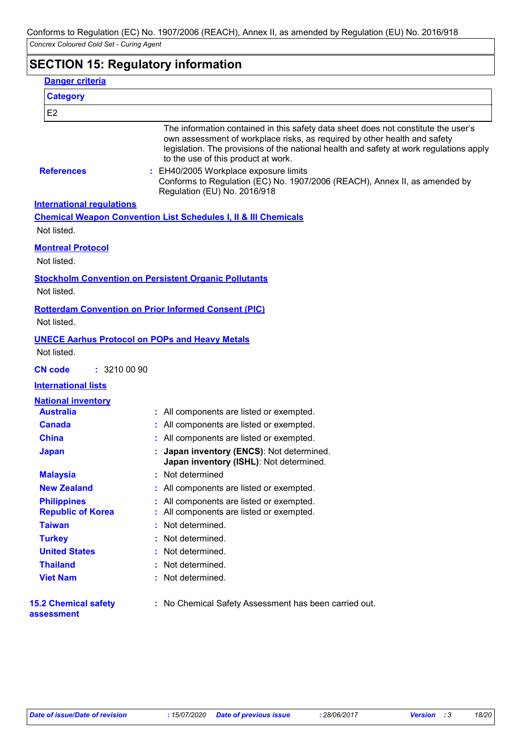# SECTION 15: Regulatory information

**Danger criteria**

| Category |
| --- |
| E2 |

The information contained in this safety data sheet does not constitute the user's own assessment of workplace risks, as required by other health and safety legislation. The provisions of the national health and safety at work regulations apply to the use of this product at work.

**References** : EH40/2005 Workplace exposure limits
Conforms to Regulation (EC) No. 1907/2006 (REACH), Annex II, as amended by Regulation (EU) No. 2016/918

**International regulations**

**Chemical Weapon Convention List Schedules I, II & III Chemicals**

Not listed.

**Montreal Protocol**

Not listed.

**Stockholm Convention on Persistent Organic Pollutants**

Not listed.

**Rotterdam Convention on Prior Informed Consent (PIC)**

Not listed.

**UNECE Aarhus Protocol on POPs and Heavy Metals**

Not listed.

**CN code** : 3210 00 90

**International lists**

**National inventory**

**Australia** : All components are listed or exempted.

**Canada** : All components are listed or exempted.

**China** : All components are listed or exempted.

**Japan** : **Japan inventory (ENCS)**: Not determined.
**Japan inventory (ISHL)**: Not determined.

**Malaysia** : Not determined

**New Zealand** : All components are listed or exempted.

**Philippines** : All components are listed or exempted.

**Republic of Korea** : All components are listed or exempted.

**Taiwan** : Not determined.

**Turkey** : Not determined.

**United States** : Not determined.

**Thailand** : Not determined.

**Viet Nam** : Not determined.

**15.2 Chemical safety assessment** : No Chemical Safety Assessment has been carried out.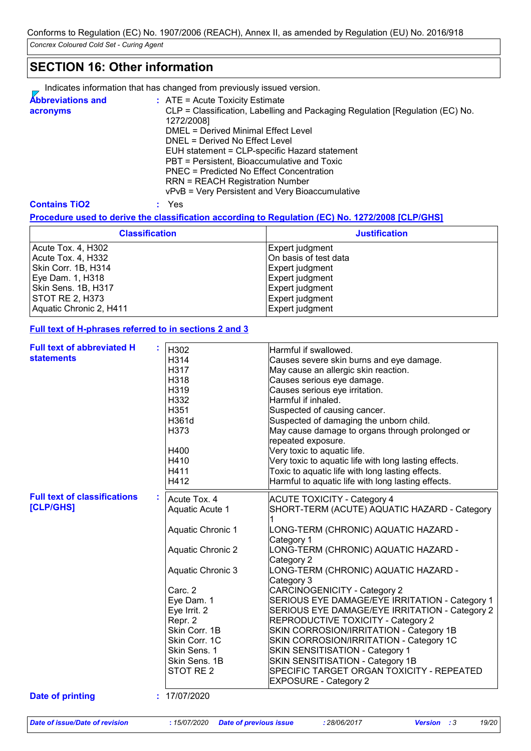## SECTION 16: Other information

Indicates information that has changed from previously issued version.

**Abbreviations and acronyms** : ATE = Acute Toxicity Estimate
CLP = Classification, Labelling and Packaging Regulation [Regulation (EC) No. 1272/2008]
DMEL = Derived Minimal Effect Level
DNEL = Derived No Effect Level
EUH statement = CLP-specific Hazard statement
PBT = Persistent, Bioaccumulative and Toxic
PNEC = Predicted No Effect Concentration
RRN = REACH Registration Number
vPvB = Very Persistent and Very Bioaccumulative

**Contains TiO2** : Yes

**Procedure used to derive the classification according to Regulation (EC) No. 1272/2008 [CLP/GHS]**

| Classification | Justification |
|---|---|
| Acute Tox. 4, H302 | Expert judgment |
| Acute Tox. 4, H332 | On basis of test data |
| Skin Corr. 1B, H314 | Expert judgment |
| Eye Dam. 1, H318 | Expert judgment |
| Skin Sens. 1B, H317 | Expert judgment |
| STOT RE 2, H373 | Expert judgment |
| Aquatic Chronic 2, H411 | Expert judgment |

**Full text of H-phrases referred to in sections 2 and 3**

**Full text of abbreviated H statements** :

| | |
|---|---|
| H302 | Harmful if swallowed. |
| H314 | Causes severe skin burns and eye damage. |
| H317 | May cause an allergic skin reaction. |
| H318 | Causes serious eye damage. |
| H319 | Causes serious eye irritation. |
| H332 | Harmful if inhaled. |
| H351 | Suspected of causing cancer. |
| H361d | Suspected of damaging the unborn child. |
| H373 | May cause damage to organs through prolonged or repeated exposure. |
| H400 | Very toxic to aquatic life. |
| H410 | Very toxic to aquatic life with long lasting effects. |
| H411 | Toxic to aquatic life with long lasting effects. |
| H412 | Harmful to aquatic life with long lasting effects. |

**Full text of classifications [CLP/GHS]** :

| | |
|---|---|
| Acute Tox. 4 | ACUTE TOXICITY - Category 4 |
| Aquatic Acute 1 | SHORT-TERM (ACUTE) AQUATIC HAZARD - Category 1 |
| Aquatic Chronic 1 | LONG-TERM (CHRONIC) AQUATIC HAZARD - Category 1 |
| Aquatic Chronic 2 | LONG-TERM (CHRONIC) AQUATIC HAZARD - Category 2 |
| Aquatic Chronic 3 | LONG-TERM (CHRONIC) AQUATIC HAZARD - Category 3 |
| Carc. 2 | CARCINOGENICITY - Category 2 |
| Eye Dam. 1 | SERIOUS EYE DAMAGE/EYE IRRITATION - Category 1 |
| Eye Irrit. 2 | SERIOUS EYE DAMAGE/EYE IRRITATION - Category 2 |
| Repr. 2 | REPRODUCTIVE TOXICITY - Category 2 |
| Skin Corr. 1B | SKIN CORROSION/IRRITATION - Category 1B |
| Skin Corr. 1C | SKIN CORROSION/IRRITATION - Category 1C |
| Skin Sens. 1 | SKIN SENSITISATION - Category 1 |
| Skin Sens. 1B | SKIN SENSITISATION - Category 1B |
| STOT RE 2 | SPECIFIC TARGET ORGAN TOXICITY - REPEATED EXPOSURE - Category 2 |

**Date of printing** : 17/07/2020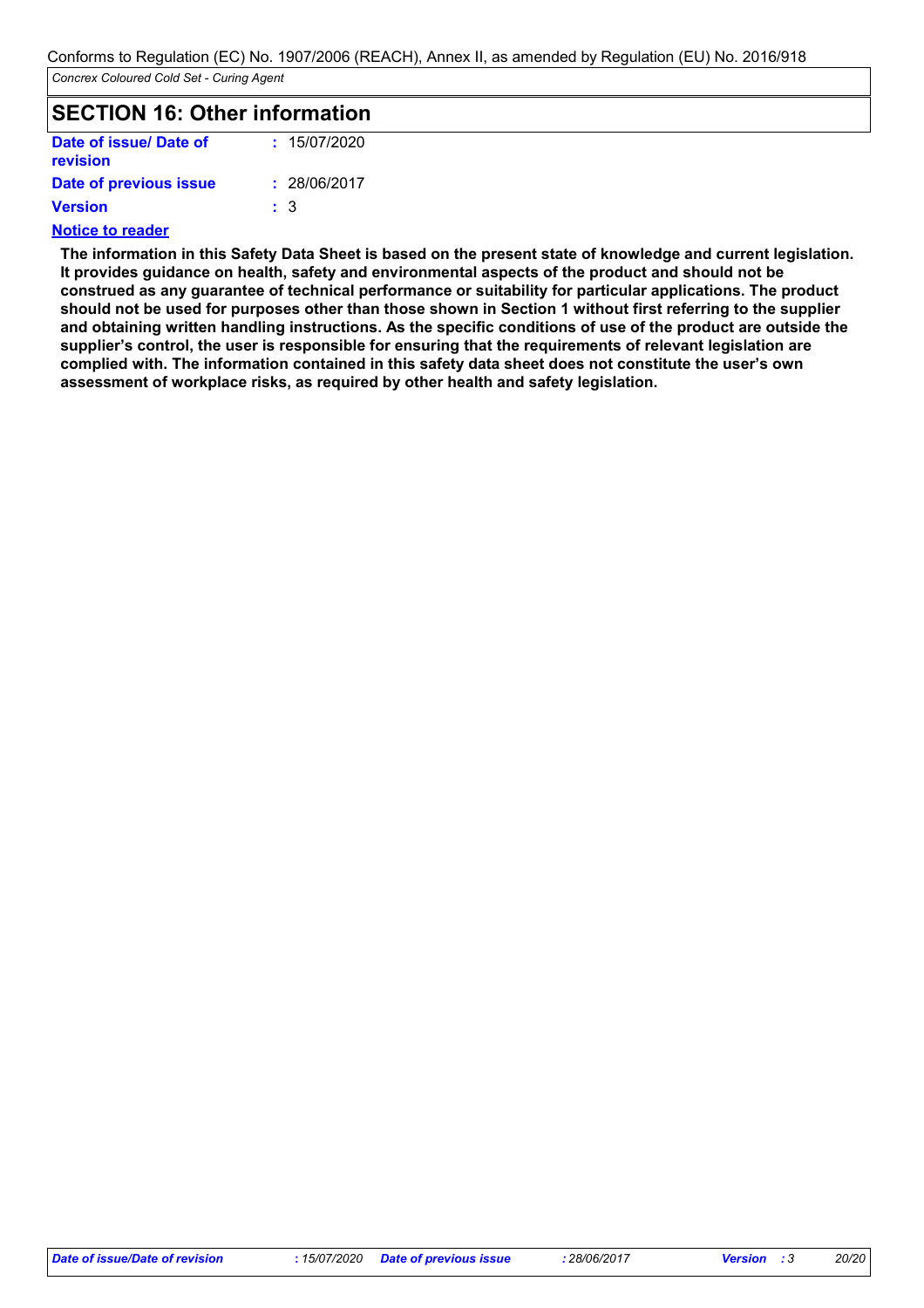## SECTION 16: Other information

| | | |
|---|---|---|
| **Date of issue/ Date of revision** | : | 15/07/2020 |
| **Date of previous issue** | : | 28/06/2017 |
| **Version** | : | 3 |

**Notice to reader**

**The information in this Safety Data Sheet is based on the present state of knowledge and current legislation. It provides guidance on health, safety and environmental aspects of the product and should not be construed as any guarantee of technical performance or suitability for particular applications. The product should not be used for purposes other than those shown in Section 1 without first referring to the supplier and obtaining written handling instructions. As the specific conditions of use of the product are outside the supplier's control, the user is responsible for ensuring that the requirements of relevant legislation are complied with. The information contained in this safety data sheet does not constitute the user's own assessment of workplace risks, as required by other health and safety legislation.**